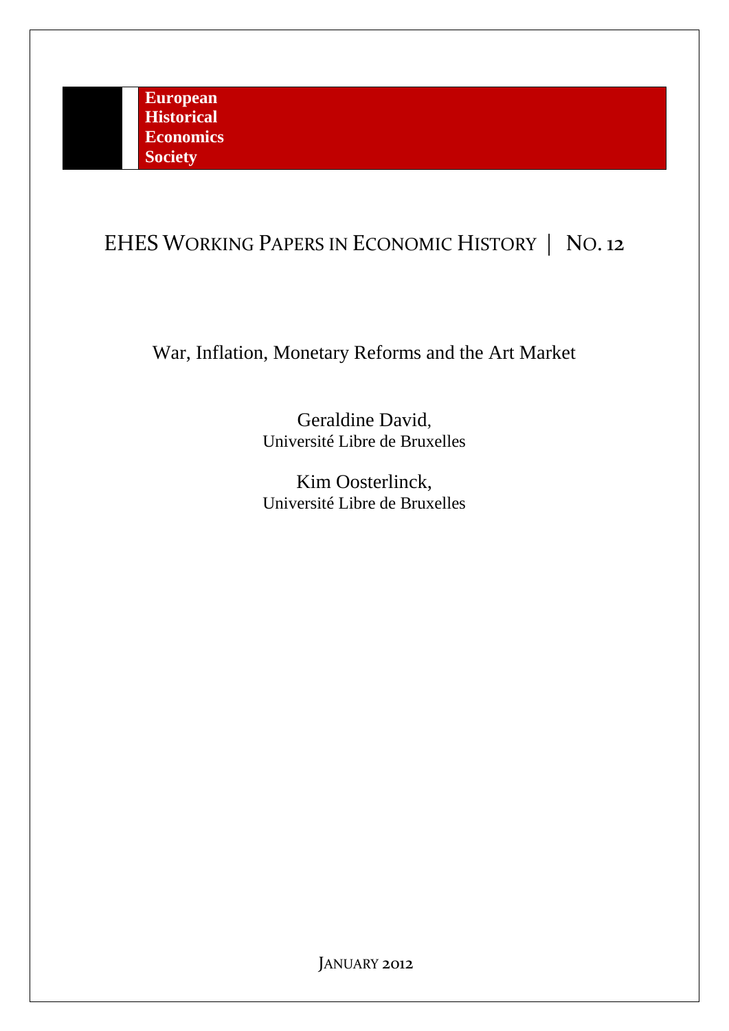**European Historical Economics Society**

EHES WORKING PAPERS IN ECONOMIC HISTORY | NO. 12

# War, Inflation, Monetary Reforms and the Art Market

Geraldine David,
Université Libre de Bruxelles

Kim Oosterlinck,
Université Libre de Bruxelles

JANUARY 2012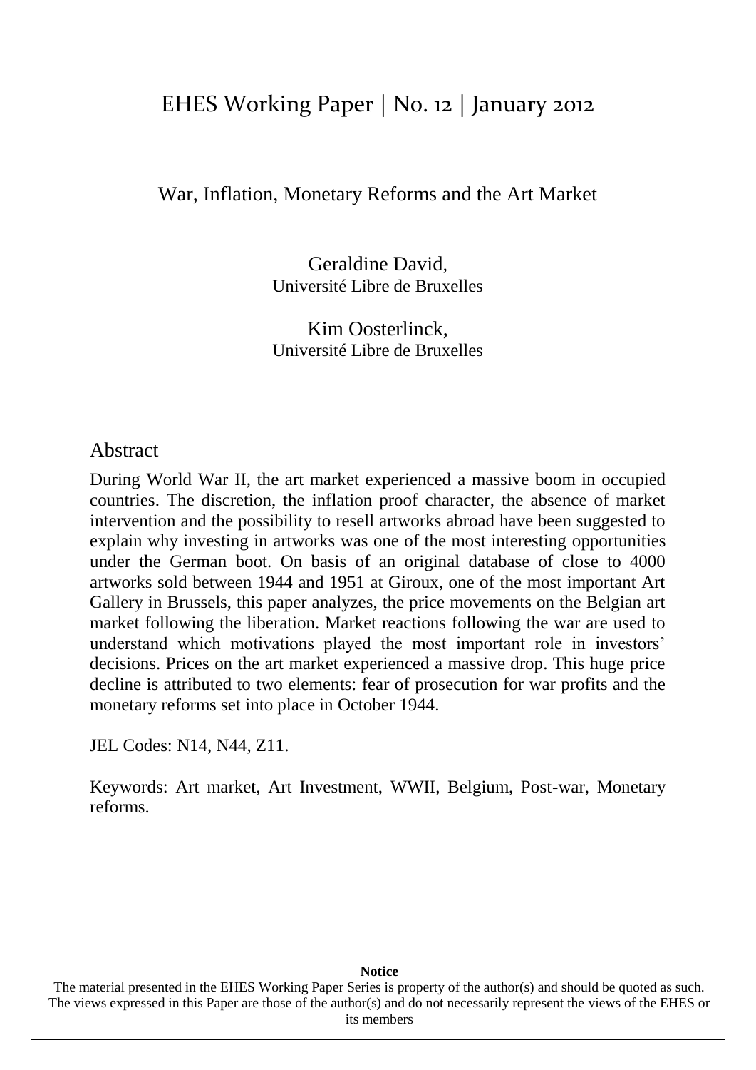# EHES Working Paper | No. 12 | January 2012

## War, Inflation, Monetary Reforms and the Art Market

Geraldine David,
Université Libre de Bruxelles

Kim Oosterlinck,
Université Libre de Bruxelles

## Abstract

During World War II, the art market experienced a massive boom in occupied countries. The discretion, the inflation proof character, the absence of market intervention and the possibility to resell artworks abroad have been suggested to explain why investing in artworks was one of the most interesting opportunities under the German boot. On basis of an original database of close to 4000 artworks sold between 1944 and 1951 at Giroux, one of the most important Art Gallery in Brussels, this paper analyzes, the price movements on the Belgian art market following the liberation. Market reactions following the war are used to understand which motivations played the most important role in investors' decisions. Prices on the art market experienced a massive drop. This huge price decline is attributed to two elements: fear of prosecution for war profits and the monetary reforms set into place in October 1944.

JEL Codes: N14, N44, Z11.

Keywords: Art market, Art Investment, WWII, Belgium, Post-war, Monetary reforms.

**Notice**

The material presented in the EHES Working Paper Series is property of the author(s) and should be quoted as such. The views expressed in this Paper are those of the author(s) and do not necessarily represent the views of the EHES or its members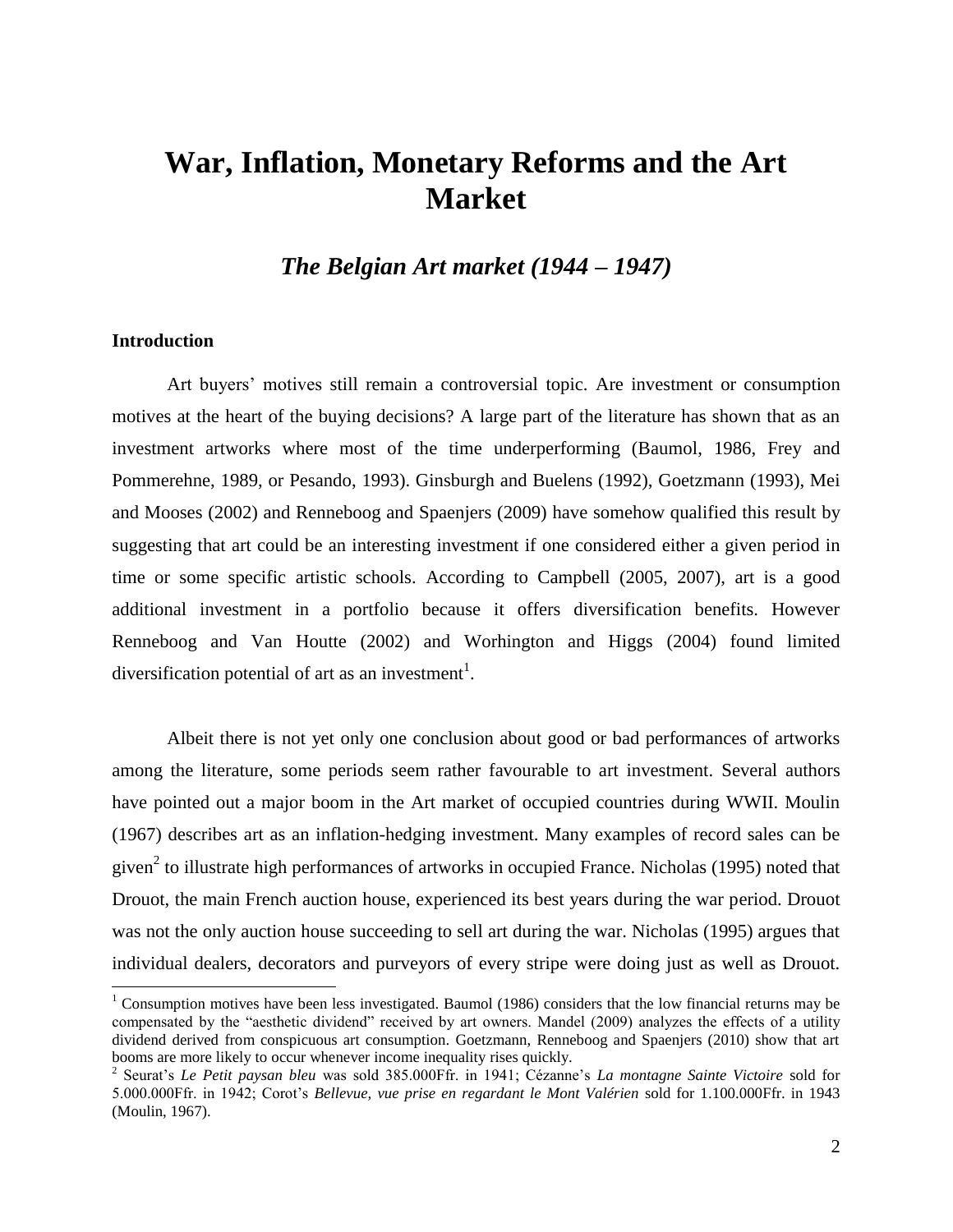# War, Inflation, Monetary Reforms and the Art Market

## *The Belgian Art market (1944 – 1947)*

### Introduction

Art buyers' motives still remain a controversial topic. Are investment or consumption motives at the heart of the buying decisions? A large part of the literature has shown that as an investment artworks where most of the time underperforming (Baumol, 1986, Frey and Pommerehne, 1989, or Pesando, 1993). Ginsburgh and Buelens (1992), Goetzmann (1993), Mei and Mooses (2002) and Renneboog and Spaenjers (2009) have somehow qualified this result by suggesting that art could be an interesting investment if one considered either a given period in time or some specific artistic schools. According to Campbell (2005, 2007), art is a good additional investment in a portfolio because it offers diversification benefits. However Renneboog and Van Houtte (2002) and Worhington and Higgs (2004) found limited diversification potential of art as an investment[1].

Albeit there is not yet only one conclusion about good or bad performances of artworks among the literature, some periods seem rather favourable to art investment. Several authors have pointed out a major boom in the Art market of occupied countries during WWII. Moulin (1967) describes art as an inflation-hedging investment. Many examples of record sales can be given[2] to illustrate high performances of artworks in occupied France. Nicholas (1995) noted that Drouot, the main French auction house, experienced its best years during the war period. Drouot was not the only auction house succeeding to sell art during the war. Nicholas (1995) argues that individual dealers, decorators and purveyors of every stripe were doing just as well as Drouot.

[1] Consumption motives have been less investigated. Baumol (1986) considers that the low financial returns may be compensated by the "aesthetic dividend" received by art owners. Mandel (2009) analyzes the effects of a utility dividend derived from conspicuous art consumption. Goetzmann, Renneboog and Spaenjers (2010) show that art booms are more likely to occur whenever income inequality rises quickly.

[2] Seurat's *Le Petit paysan bleu* was sold 385.000Ffr. in 1941; Cézanne's *La montagne Sainte Victoire* sold for 5.000.000Ffr. in 1942; Corot's *Bellevue, vue prise en regardant le Mont Valérien* sold for 1.100.000Ffr. in 1943 (Moulin, 1967).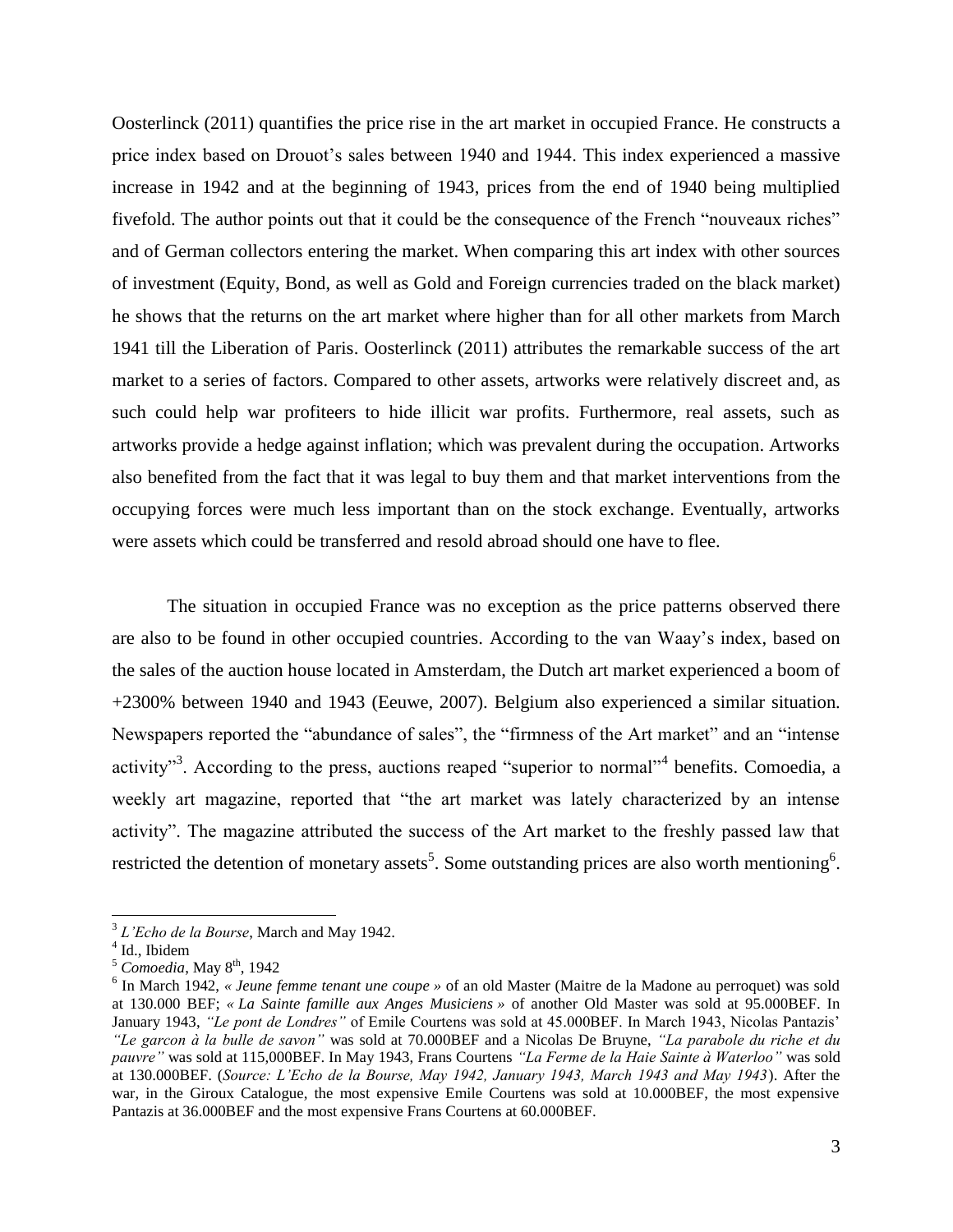Oosterlinck (2011) quantifies the price rise in the art market in occupied France. He constructs a price index based on Drouot's sales between 1940 and 1944. This index experienced a massive increase in 1942 and at the beginning of 1943, prices from the end of 1940 being multiplied fivefold. The author points out that it could be the consequence of the French "nouveaux riches" and of German collectors entering the market. When comparing this art index with other sources of investment (Equity, Bond, as well as Gold and Foreign currencies traded on the black market) he shows that the returns on the art market where higher than for all other markets from March 1941 till the Liberation of Paris. Oosterlinck (2011) attributes the remarkable success of the art market to a series of factors. Compared to other assets, artworks were relatively discreet and, as such could help war profiteers to hide illicit war profits. Furthermore, real assets, such as artworks provide a hedge against inflation; which was prevalent during the occupation. Artworks also benefited from the fact that it was legal to buy them and that market interventions from the occupying forces were much less important than on the stock exchange. Eventually, artworks were assets which could be transferred and resold abroad should one have to flee.

The situation in occupied France was no exception as the price patterns observed there are also to be found in other occupied countries. According to the van Waay's index, based on the sales of the auction house located in Amsterdam, the Dutch art market experienced a boom of +2300% between 1940 and 1943 (Eeuwe, 2007). Belgium also experienced a similar situation. Newspapers reported the "abundance of sales", the "firmness of the Art market" and an "intense activity"[3]. According to the press, auctions reaped "superior to normal"[4] benefits. Comoedia, a weekly art magazine, reported that "the art market was lately characterized by an intense activity". The magazine attributed the success of the Art market to the freshly passed law that restricted the detention of monetary assets[5]. Some outstanding prices are also worth mentioning[6].

---

[3] *L'Echo de la Bourse*, March and May 1942.

[4] Id., Ibidem

[5] *Comoedia*, May 8th, 1942

[6] In March 1942, *« Jeune femme tenant une coupe »* of an old Master (Maitre de la Madone au perroquet) was sold at 130.000 BEF; *« La Sainte famille aux Anges Musiciens »* of another Old Master was sold at 95.000BEF. In January 1943, *"Le pont de Londres"* of Emile Courtens was sold at 45.000BEF. In March 1943, Nicolas Pantazis' *"Le garcon à la bulle de savon"* was sold at 70.000BEF and a Nicolas De Bruyne, *"La parabole du riche et du pauvre"* was sold at 115,000BEF. In May 1943, Frans Courtens *"La Ferme de la Haie Sainte à Waterloo"* was sold at 130.000BEF. (*Source: L'Echo de la Bourse, May 1942, January 1943, March 1943 and May 1943*). After the war, in the Giroux Catalogue, the most expensive Emile Courtens was sold at 10.000BEF, the most expensive Pantazis at 36.000BEF and the most expensive Frans Courtens at 60.000BEF.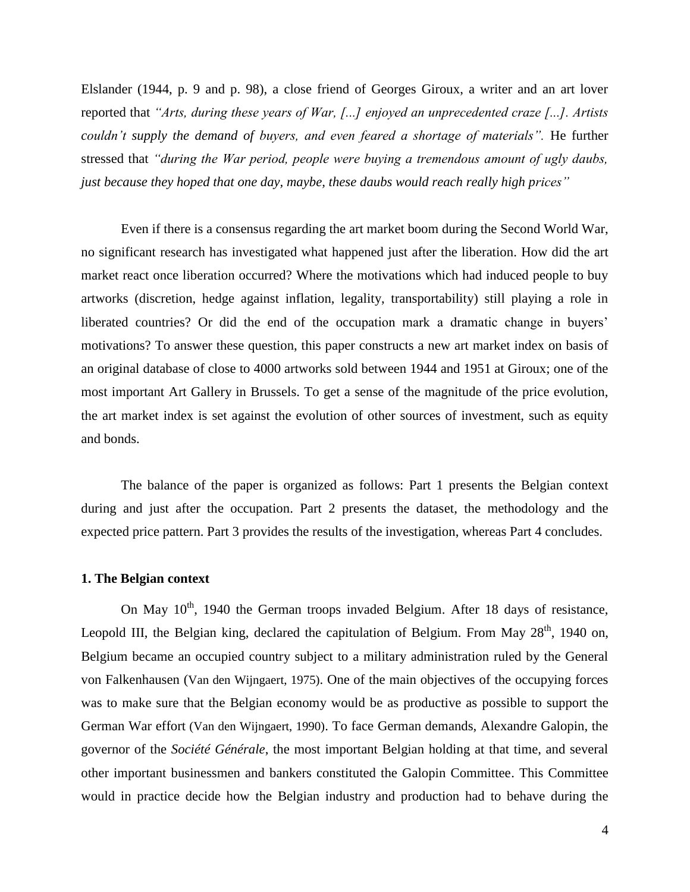Elslander (1944, p. 9 and p. 98), a close friend of Georges Giroux, a writer and an art lover reported that *"Arts, during these years of War, [...] enjoyed an unprecedented craze [...]. Artists couldn't supply the demand of buyers, and even feared a shortage of materials".* He further stressed that *"during the War period, people were buying a tremendous amount of ugly daubs, just because they hoped that one day, maybe, these daubs would reach really high prices"*

Even if there is a consensus regarding the art market boom during the Second World War, no significant research has investigated what happened just after the liberation. How did the art market react once liberation occurred? Where the motivations which had induced people to buy artworks (discretion, hedge against inflation, legality, transportability) still playing a role in liberated countries? Or did the end of the occupation mark a dramatic change in buyers' motivations? To answer these question, this paper constructs a new art market index on basis of an original database of close to 4000 artworks sold between 1944 and 1951 at Giroux; one of the most important Art Gallery in Brussels. To get a sense of the magnitude of the price evolution, the art market index is set against the evolution of other sources of investment, such as equity and bonds.

The balance of the paper is organized as follows: Part 1 presents the Belgian context during and just after the occupation. Part 2 presents the dataset, the methodology and the expected price pattern. Part 3 provides the results of the investigation, whereas Part 4 concludes.

## 1. The Belgian context

On May 10th, 1940 the German troops invaded Belgium. After 18 days of resistance, Leopold III, the Belgian king, declared the capitulation of Belgium. From May 28th, 1940 on, Belgium became an occupied country subject to a military administration ruled by the General von Falkenhausen (Van den Wijngaert, 1975). One of the main objectives of the occupying forces was to make sure that the Belgian economy would be as productive as possible to support the German War effort (Van den Wijngaert, 1990). To face German demands, Alexandre Galopin, the governor of the *Société Générale*, the most important Belgian holding at that time, and several other important businessmen and bankers constituted the Galopin Committee. This Committee would in practice decide how the Belgian industry and production had to behave during the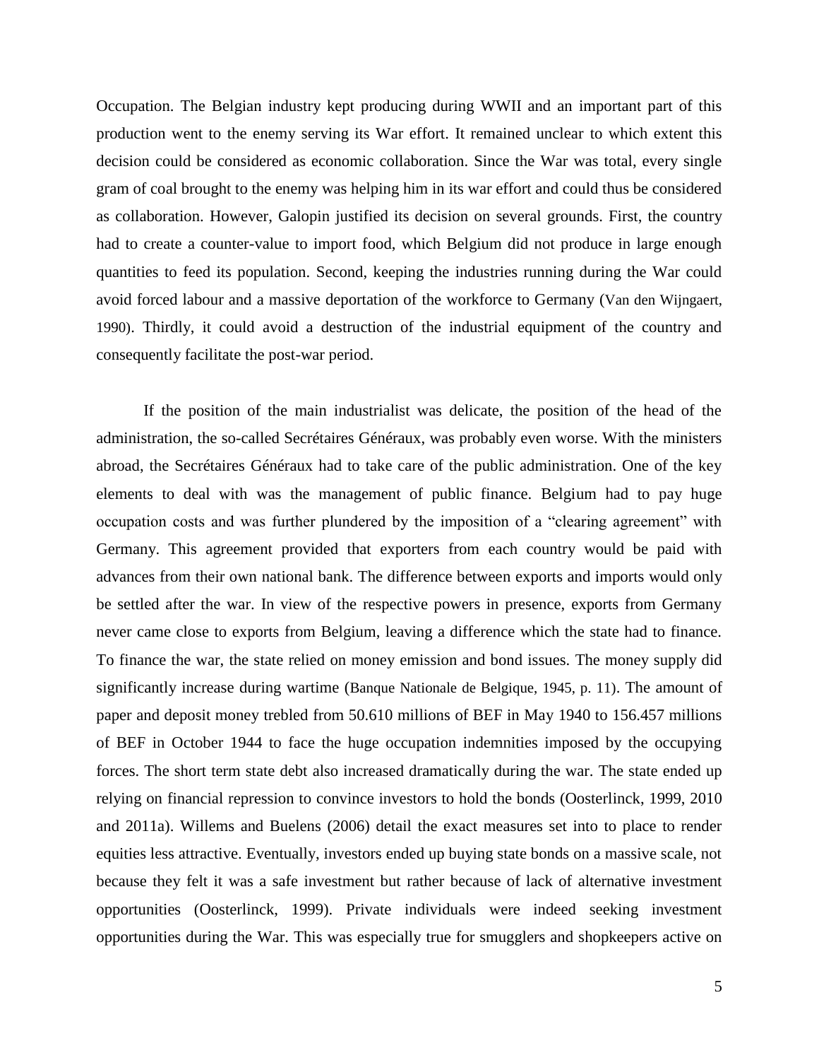Occupation. The Belgian industry kept producing during WWII and an important part of this production went to the enemy serving its War effort. It remained unclear to which extent this decision could be considered as economic collaboration. Since the War was total, every single gram of coal brought to the enemy was helping him in its war effort and could thus be considered as collaboration. However, Galopin justified its decision on several grounds. First, the country had to create a counter-value to import food, which Belgium did not produce in large enough quantities to feed its population. Second, keeping the industries running during the War could avoid forced labour and a massive deportation of the workforce to Germany (Van den Wijngaert, 1990). Thirdly, it could avoid a destruction of the industrial equipment of the country and consequently facilitate the post-war period.

If the position of the main industrialist was delicate, the position of the head of the administration, the so-called Secrétaires Généraux, was probably even worse. With the ministers abroad, the Secrétaires Généraux had to take care of the public administration. One of the key elements to deal with was the management of public finance. Belgium had to pay huge occupation costs and was further plundered by the imposition of a "clearing agreement" with Germany. This agreement provided that exporters from each country would be paid with advances from their own national bank. The difference between exports and imports would only be settled after the war. In view of the respective powers in presence, exports from Germany never came close to exports from Belgium, leaving a difference which the state had to finance. To finance the war, the state relied on money emission and bond issues. The money supply did significantly increase during wartime (Banque Nationale de Belgique, 1945, p. 11). The amount of paper and deposit money trebled from 50.610 millions of BEF in May 1940 to 156.457 millions of BEF in October 1944 to face the huge occupation indemnities imposed by the occupying forces. The short term state debt also increased dramatically during the war. The state ended up relying on financial repression to convince investors to hold the bonds (Oosterlinck, 1999, 2010 and 2011a). Willems and Buelens (2006) detail the exact measures set into to place to render equities less attractive. Eventually, investors ended up buying state bonds on a massive scale, not because they felt it was a safe investment but rather because of lack of alternative investment opportunities (Oosterlinck, 1999). Private individuals were indeed seeking investment opportunities during the War. This was especially true for smugglers and shopkeepers active on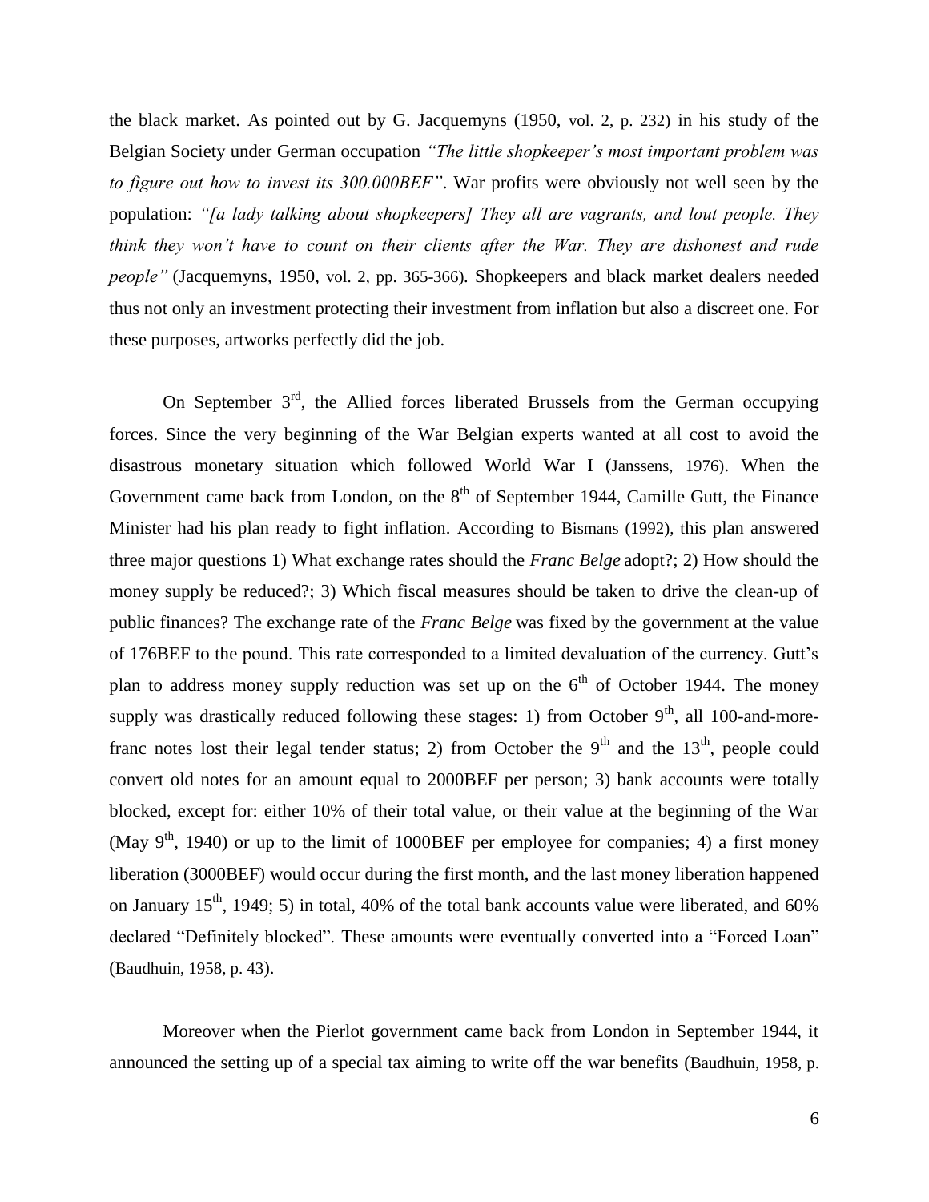the black market. As pointed out by G. Jacquemyns (1950, vol. 2, p. 232) in his study of the Belgian Society under German occupation *"The little shopkeeper's most important problem was to figure out how to invest its 300.000BEF"*. War profits were obviously not well seen by the population: *"[a lady talking about shopkeepers] They all are vagrants, and lout people. They think they won't have to count on their clients after the War. They are dishonest and rude people"* (Jacquemyns, 1950, vol. 2, pp. 365-366). Shopkeepers and black market dealers needed thus not only an investment protecting their investment from inflation but also a discreet one. For these purposes, artworks perfectly did the job.

On September 3rd, the Allied forces liberated Brussels from the German occupying forces. Since the very beginning of the War Belgian experts wanted at all cost to avoid the disastrous monetary situation which followed World War I (Janssens, 1976). When the Government came back from London, on the 8th of September 1944, Camille Gutt, the Finance Minister had his plan ready to fight inflation. According to Bismans (1992), this plan answered three major questions 1) What exchange rates should the *Franc Belge* adopt?; 2) How should the money supply be reduced?; 3) Which fiscal measures should be taken to drive the clean-up of public finances? The exchange rate of the *Franc Belge* was fixed by the government at the value of 176BEF to the pound. This rate corresponded to a limited devaluation of the currency. Gutt's plan to address money supply reduction was set up on the 6th of October 1944. The money supply was drastically reduced following these stages: 1) from October 9th, all 100-and-more-franc notes lost their legal tender status; 2) from October the 9th and the 13th, people could convert old notes for an amount equal to 2000BEF per person; 3) bank accounts were totally blocked, except for: either 10% of their total value, or their value at the beginning of the War (May 9th, 1940) or up to the limit of 1000BEF per employee for companies; 4) a first money liberation (3000BEF) would occur during the first month, and the last money liberation happened on January 15th, 1949; 5) in total, 40% of the total bank accounts value were liberated, and 60% declared "Definitely blocked". These amounts were eventually converted into a "Forced Loan" (Baudhuin, 1958, p. 43).

Moreover when the Pierlot government came back from London in September 1944, it announced the setting up of a special tax aiming to write off the war benefits (Baudhuin, 1958, p.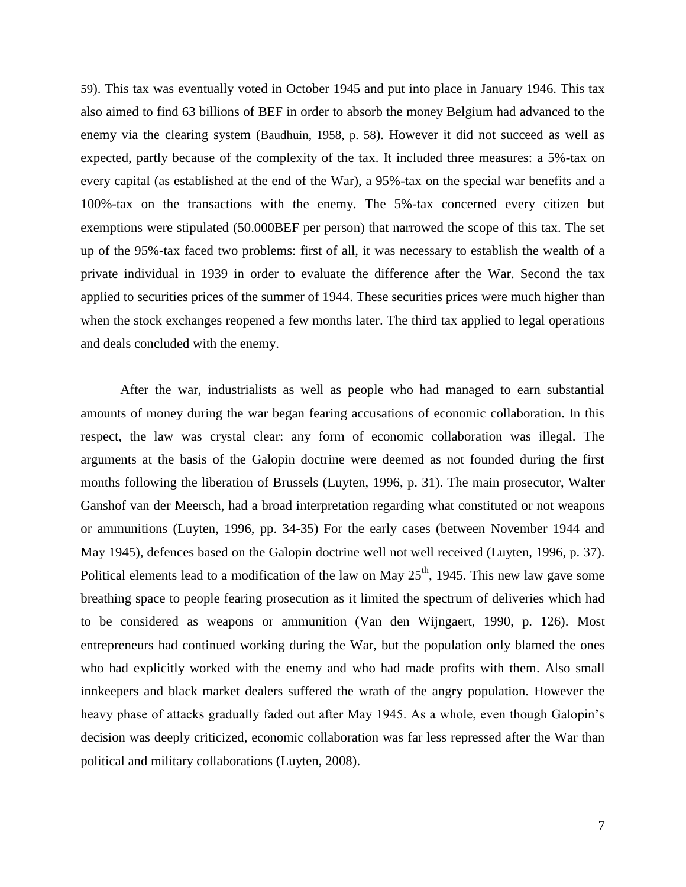59). This tax was eventually voted in October 1945 and put into place in January 1946. This tax also aimed to find 63 billions of BEF in order to absorb the money Belgium had advanced to the enemy via the clearing system (Baudhuin, 1958, p. 58). However it did not succeed as well as expected, partly because of the complexity of the tax. It included three measures: a 5%-tax on every capital (as established at the end of the War), a 95%-tax on the special war benefits and a 100%-tax on the transactions with the enemy. The 5%-tax concerned every citizen but exemptions were stipulated (50.000BEF per person) that narrowed the scope of this tax. The set up of the 95%-tax faced two problems: first of all, it was necessary to establish the wealth of a private individual in 1939 in order to evaluate the difference after the War. Second the tax applied to securities prices of the summer of 1944. These securities prices were much higher than when the stock exchanges reopened a few months later. The third tax applied to legal operations and deals concluded with the enemy.

After the war, industrialists as well as people who had managed to earn substantial amounts of money during the war began fearing accusations of economic collaboration. In this respect, the law was crystal clear: any form of economic collaboration was illegal. The arguments at the basis of the Galopin doctrine were deemed as not founded during the first months following the liberation of Brussels (Luyten, 1996, p. 31). The main prosecutor, Walter Ganshof van der Meersch, had a broad interpretation regarding what constituted or not weapons or ammunitions (Luyten, 1996, pp. 34-35) For the early cases (between November 1944 and May 1945), defences based on the Galopin doctrine well not well received (Luyten, 1996, p. 37). Political elements lead to a modification of the law on May 25th, 1945. This new law gave some breathing space to people fearing prosecution as it limited the spectrum of deliveries which had to be considered as weapons or ammunition (Van den Wijngaert, 1990, p. 126). Most entrepreneurs had continued working during the War, but the population only blamed the ones who had explicitly worked with the enemy and who had made profits with them. Also small innkeepers and black market dealers suffered the wrath of the angry population. However the heavy phase of attacks gradually faded out after May 1945. As a whole, even though Galopin's decision was deeply criticized, economic collaboration was far less repressed after the War than political and military collaborations (Luyten, 2008).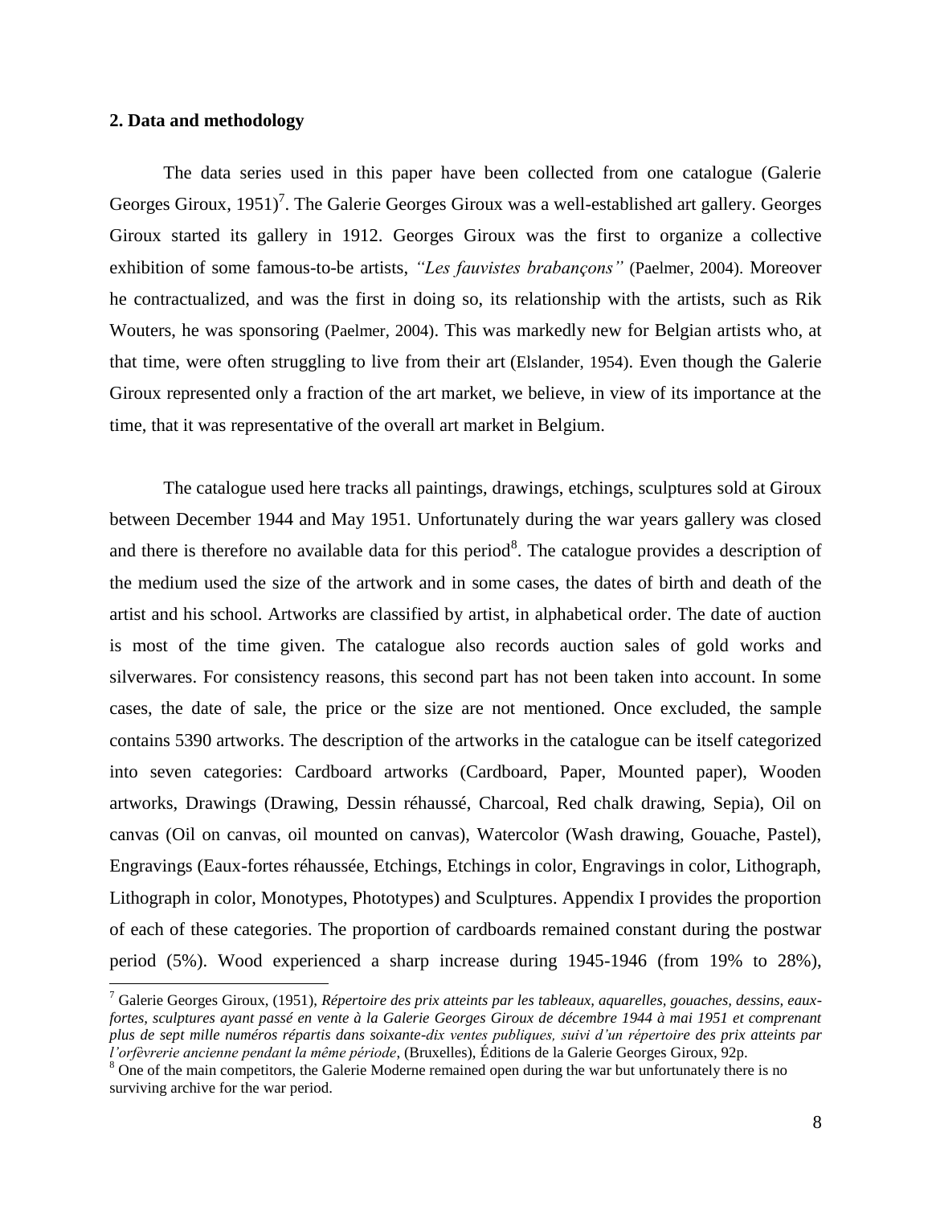## 2. Data and methodology

The data series used in this paper have been collected from one catalogue (Galerie Georges Giroux, 1951)[7]. The Galerie Georges Giroux was a well-established art gallery. Georges Giroux started its gallery in 1912. Georges Giroux was the first to organize a collective exhibition of some famous-to-be artists, *"Les fauvistes brabançons"* (Paelmer, 2004). Moreover he contractualized, and was the first in doing so, its relationship with the artists, such as Rik Wouters, he was sponsoring (Paelmer, 2004). This was markedly new for Belgian artists who, at that time, were often struggling to live from their art (Elslander, 1954). Even though the Galerie Giroux represented only a fraction of the art market, we believe, in view of its importance at the time, that it was representative of the overall art market in Belgium.

The catalogue used here tracks all paintings, drawings, etchings, sculptures sold at Giroux between December 1944 and May 1951. Unfortunately during the war years gallery was closed and there is therefore no available data for this period[8]. The catalogue provides a description of the medium used the size of the artwork and in some cases, the dates of birth and death of the artist and his school. Artworks are classified by artist, in alphabetical order. The date of auction is most of the time given. The catalogue also records auction sales of gold works and silverwares. For consistency reasons, this second part has not been taken into account. In some cases, the date of sale, the price or the size are not mentioned. Once excluded, the sample contains 5390 artworks. The description of the artworks in the catalogue can be itself categorized into seven categories: Cardboard artworks (Cardboard, Paper, Mounted paper), Wooden artworks, Drawings (Drawing, Dessin réhaussé, Charcoal, Red chalk drawing, Sepia), Oil on canvas (Oil on canvas, oil mounted on canvas), Watercolor (Wash drawing, Gouache, Pastel), Engravings (Eaux-fortes réhaussée, Etchings, Etchings in color, Engravings in color, Lithograph, Lithograph in color, Monotypes, Phototypes) and Sculptures. Appendix I provides the proportion of each of these categories. The proportion of cardboards remained constant during the postwar period (5%). Wood experienced a sharp increase during 1945-1946 (from 19% to 28%),

---

[7] Galerie Georges Giroux, (1951), *Répertoire des prix atteints par les tableaux, aquarelles, gouaches, dessins, eaux-fortes, sculptures ayant passé en vente à la Galerie Georges Giroux de décembre 1944 à mai 1951 et comprenant plus de sept mille numéros répartis dans soixante-dix ventes publiques, suivi d'un répertoire des prix atteints par l'orfèvrerie ancienne pendant la même période*, (Bruxelles), Éditions de la Galerie Georges Giroux, 92p.

[8] One of the main competitors, the Galerie Moderne remained open during the war but unfortunately there is no surviving archive for the war period.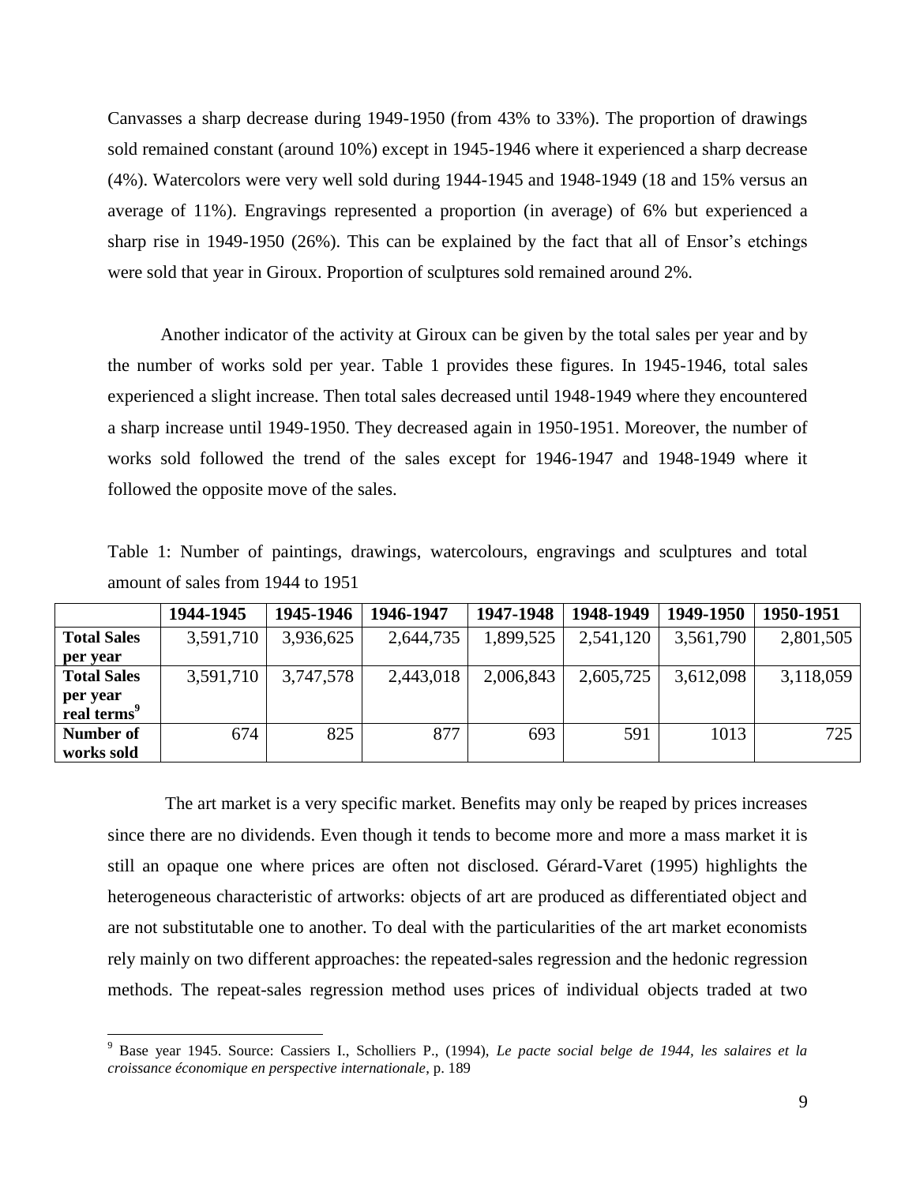Canvasses a sharp decrease during 1949-1950 (from 43% to 33%). The proportion of drawings sold remained constant (around 10%) except in 1945-1946 where it experienced a sharp decrease (4%). Watercolors were very well sold during 1944-1945 and 1948-1949 (18 and 15% versus an average of 11%). Engravings represented a proportion (in average) of 6% but experienced a sharp rise in 1949-1950 (26%). This can be explained by the fact that all of Ensor's etchings were sold that year in Giroux. Proportion of sculptures sold remained around 2%.

Another indicator of the activity at Giroux can be given by the total sales per year and by the number of works sold per year. Table 1 provides these figures. In 1945-1946, total sales experienced a slight increase. Then total sales decreased until 1948-1949 where they encountered a sharp increase until 1949-1950. They decreased again in 1950-1951. Moreover, the number of works sold followed the trend of the sales except for 1946-1947 and 1948-1949 where it followed the opposite move of the sales.

Table 1: Number of paintings, drawings, watercolours, engravings and sculptures and total amount of sales from 1944 to 1951

| | 1944-1945 | 1945-1946 | 1946-1947 | 1947-1948 | 1948-1949 | 1949-1950 | 1950-1951 |
|---|---|---|---|---|---|---|---|
| **Total Sales per year** | 3,591,710 | 3,936,625 | 2,644,735 | 1,899,525 | 2,541,120 | 3,561,790 | 2,801,505 |
| **Total Sales per year real terms**[9] | 3,591,710 | 3,747,578 | 2,443,018 | 2,006,843 | 2,605,725 | 3,612,098 | 3,118,059 |
| **Number of works sold** | 674 | 825 | 877 | 693 | 591 | 1013 | 725 |

The art market is a very specific market. Benefits may only be reaped by prices increases since there are no dividends. Even though it tends to become more and more a mass market it is still an opaque one where prices are often not disclosed. Gérard-Varet (1995) highlights the heterogeneous characteristic of artworks: objects of art are produced as differentiated object and are not substitutable one to another. To deal with the particularities of the art market economists rely mainly on two different approaches: the repeated-sales regression and the hedonic regression methods. The repeat-sales regression method uses prices of individual objects traded at two

[9] Base year 1945. Source: Cassiers I., Scholliers P., (1994), *Le pacte social belge de 1944, les salaires et la croissance économique en perspective internationale*, p. 189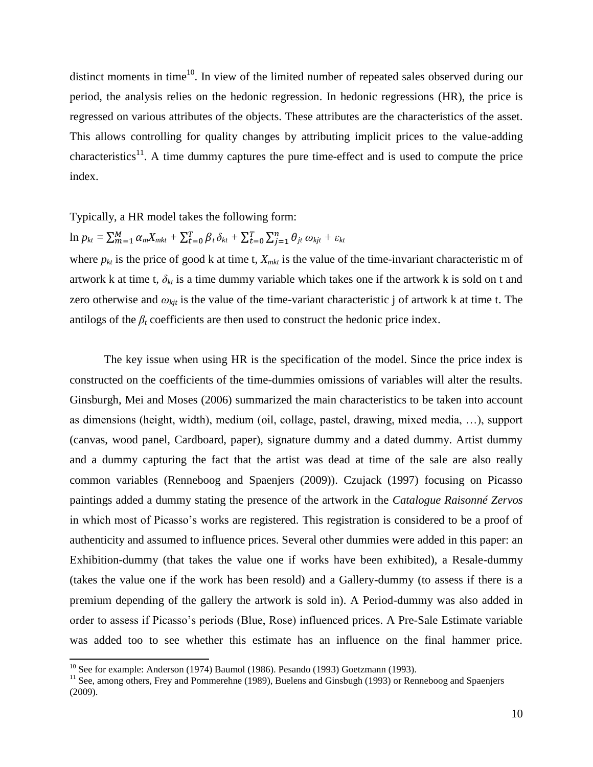distinct moments in time[10]. In view of the limited number of repeated sales observed during our period, the analysis relies on the hedonic regression. In hedonic regressions (HR), the price is regressed on various attributes of the objects. These attributes are the characteristics of the asset. This allows controlling for quality changes by attributing implicit prices to the value-adding characteristics[11]. A time dummy captures the pure time-effect and is used to compute the price index.

Typically, a HR model takes the following form:

$$\ln p_{kt} = \sum_{m=1}^{M} \alpha_m X_{mkt} + \sum_{t=0}^{T} \beta_t \delta_{kt} + \sum_{t=0}^{T} \sum_{j=1}^{n} \theta_{jt}\, \omega_{kjt} + \varepsilon_{kt}$$

where $p_{kt}$ is the price of good k at time t, $X_{mkt}$ is the value of the time-invariant characteristic m of artwork k at time t, $\delta_{kt}$ is a time dummy variable which takes one if the artwork k is sold on t and zero otherwise and $\omega_{kjt}$ is the value of the time-variant characteristic j of artwork k at time t. The antilogs of the $\beta_t$ coefficients are then used to construct the hedonic price index.

The key issue when using HR is the specification of the model. Since the price index is constructed on the coefficients of the time-dummies omissions of variables will alter the results. Ginsburgh, Mei and Moses (2006) summarized the main characteristics to be taken into account as dimensions (height, width), medium (oil, collage, pastel, drawing, mixed media, …), support (canvas, wood panel, Cardboard, paper), signature dummy and a dated dummy. Artist dummy and a dummy capturing the fact that the artist was dead at time of the sale are also really common variables (Renneboog and Spaenjers (2009)). Czujack (1997) focusing on Picasso paintings added a dummy stating the presence of the artwork in the *Catalogue Raisonné Zervos* in which most of Picasso's works are registered. This registration is considered to be a proof of authenticity and assumed to influence prices. Several other dummies were added in this paper: an Exhibition-dummy (that takes the value one if works have been exhibited), a Resale-dummy (takes the value one if the work has been resold) and a Gallery-dummy (to assess if there is a premium depending of the gallery the artwork is sold in). A Period-dummy was also added in order to assess if Picasso's periods (Blue, Rose) influenced prices. A Pre-Sale Estimate variable was added too to see whether this estimate has an influence on the final hammer price.

[10] See for example: Anderson (1974) Baumol (1986). Pesando (1993) Goetzmann (1993).

[11] See, among others, Frey and Pommerehne (1989), Buelens and Ginsbugh (1993) or Renneboog and Spaenjers (2009).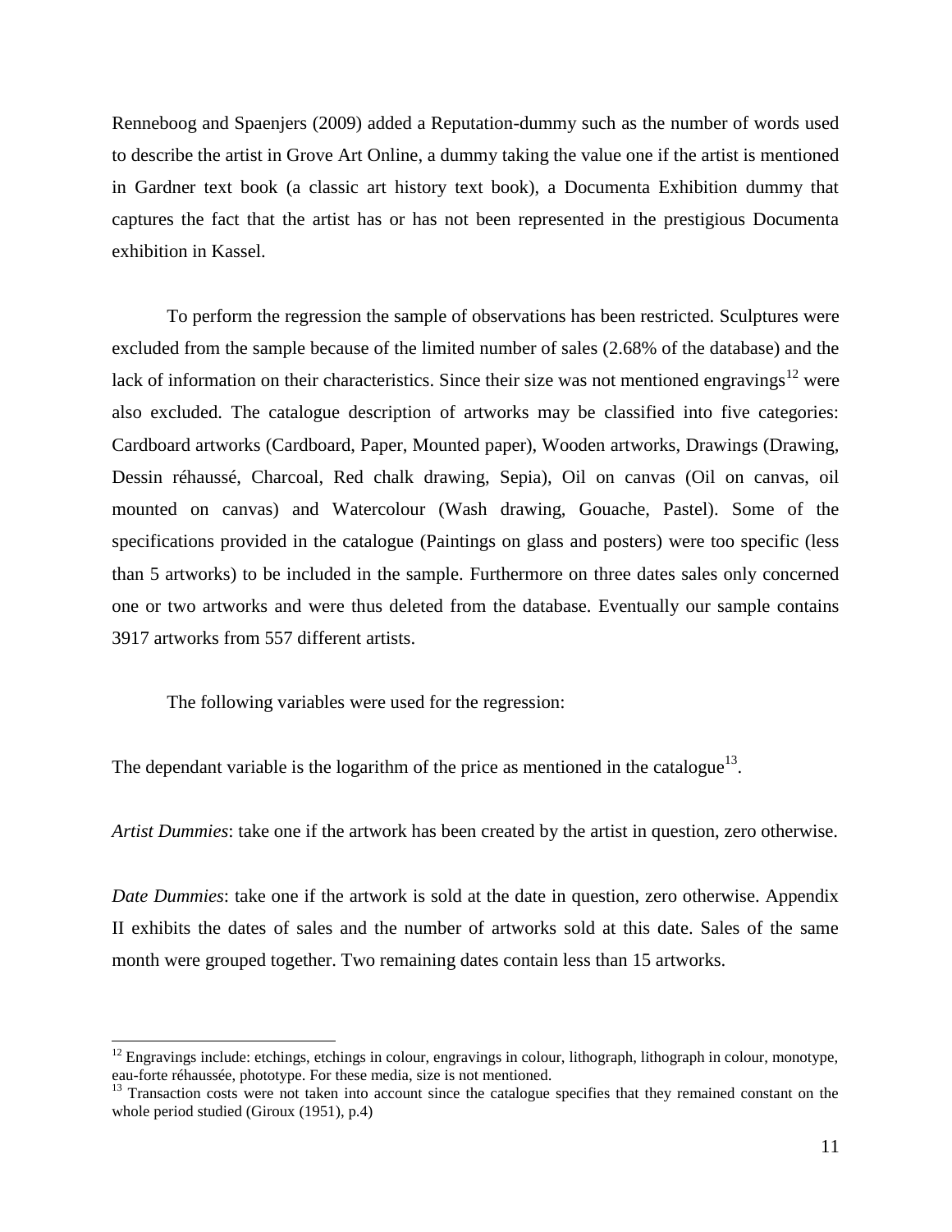Renneboog and Spaenjers (2009) added a Reputation-dummy such as the number of words used to describe the artist in Grove Art Online, a dummy taking the value one if the artist is mentioned in Gardner text book (a classic art history text book), a Documenta Exhibition dummy that captures the fact that the artist has or has not been represented in the prestigious Documenta exhibition in Kassel.

To perform the regression the sample of observations has been restricted. Sculptures were excluded from the sample because of the limited number of sales (2.68% of the database) and the lack of information on their characteristics. Since their size was not mentioned engravings[12] were also excluded. The catalogue description of artworks may be classified into five categories: Cardboard artworks (Cardboard, Paper, Mounted paper), Wooden artworks, Drawings (Drawing, Dessin réhaussé, Charcoal, Red chalk drawing, Sepia), Oil on canvas (Oil on canvas, oil mounted on canvas) and Watercolour (Wash drawing, Gouache, Pastel). Some of the specifications provided in the catalogue (Paintings on glass and posters) were too specific (less than 5 artworks) to be included in the sample. Furthermore on three dates sales only concerned one or two artworks and were thus deleted from the database. Eventually our sample contains 3917 artworks from 557 different artists.

The following variables were used for the regression:

The dependant variable is the logarithm of the price as mentioned in the catalogue[13].

*Artist Dummies*: take one if the artwork has been created by the artist in question, zero otherwise.

*Date Dummies*: take one if the artwork is sold at the date in question, zero otherwise. Appendix II exhibits the dates of sales and the number of artworks sold at this date. Sales of the same month were grouped together. Two remaining dates contain less than 15 artworks.

---

[12] Engravings include: etchings, etchings in colour, engravings in colour, lithograph, lithograph in colour, monotype, eau-forte réhaussée, phototype. For these media, size is not mentioned.

[13] Transaction costs were not taken into account since the catalogue specifies that they remained constant on the whole period studied (Giroux (1951), p.4)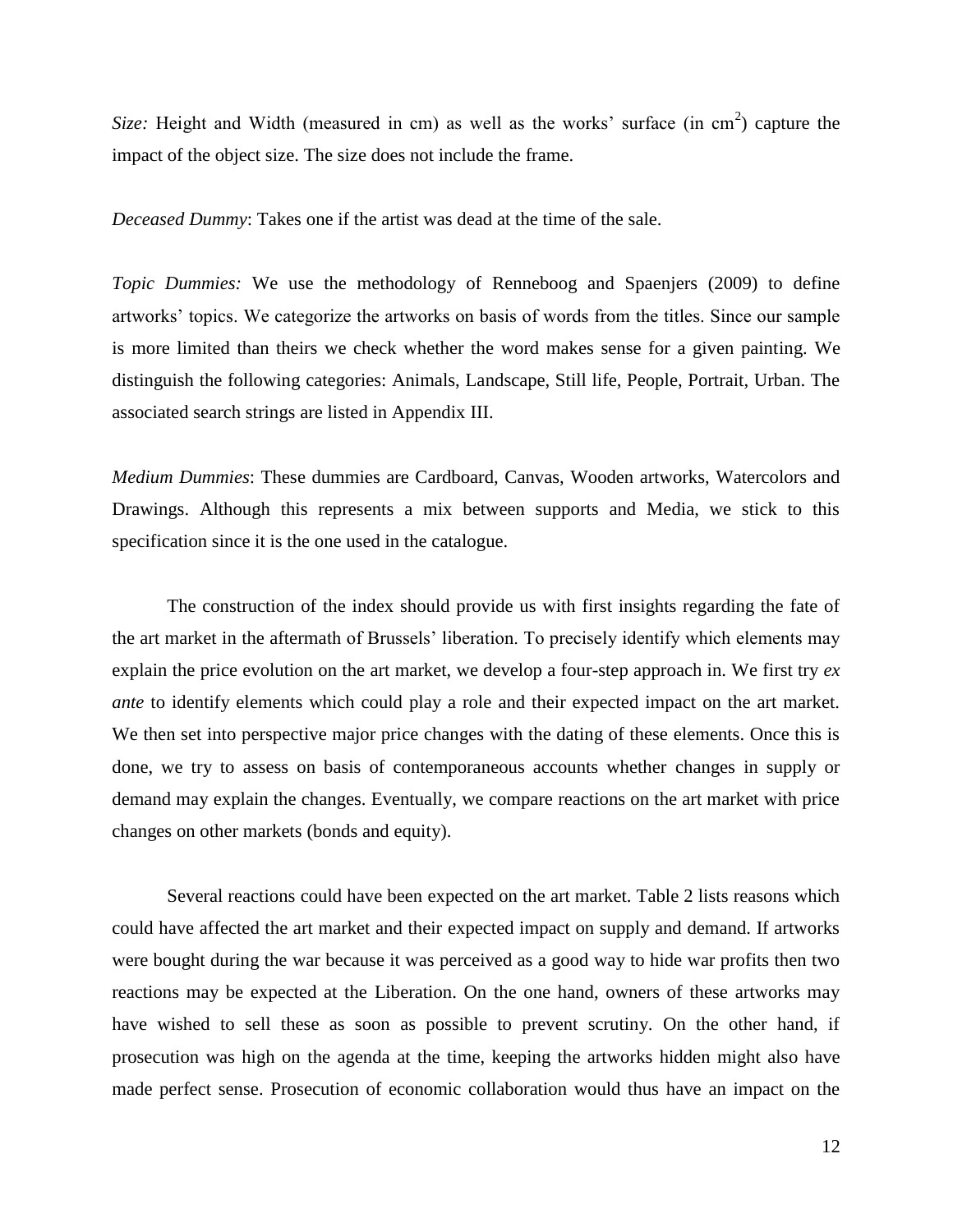*Size:* Height and Width (measured in cm) as well as the works' surface (in $cm^2$) capture the impact of the object size. The size does not include the frame.

*Deceased Dummy*: Takes one if the artist was dead at the time of the sale.

*Topic Dummies:* We use the methodology of Renneboog and Spaenjers (2009) to define artworks' topics. We categorize the artworks on basis of words from the titles. Since our sample is more limited than theirs we check whether the word makes sense for a given painting. We distinguish the following categories: Animals, Landscape, Still life, People, Portrait, Urban. The associated search strings are listed in Appendix III.

*Medium Dummies*: These dummies are Cardboard, Canvas, Wooden artworks, Watercolors and Drawings. Although this represents a mix between supports and Media, we stick to this specification since it is the one used in the catalogue.

The construction of the index should provide us with first insights regarding the fate of the art market in the aftermath of Brussels' liberation. To precisely identify which elements may explain the price evolution on the art market, we develop a four-step approach in. We first try *ex ante* to identify elements which could play a role and their expected impact on the art market. We then set into perspective major price changes with the dating of these elements. Once this is done, we try to assess on basis of contemporaneous accounts whether changes in supply or demand may explain the changes. Eventually, we compare reactions on the art market with price changes on other markets (bonds and equity).

Several reactions could have been expected on the art market. Table 2 lists reasons which could have affected the art market and their expected impact on supply and demand. If artworks were bought during the war because it was perceived as a good way to hide war profits then two reactions may be expected at the Liberation. On the one hand, owners of these artworks may have wished to sell these as soon as possible to prevent scrutiny. On the other hand, if prosecution was high on the agenda at the time, keeping the artworks hidden might also have made perfect sense. Prosecution of economic collaboration would thus have an impact on the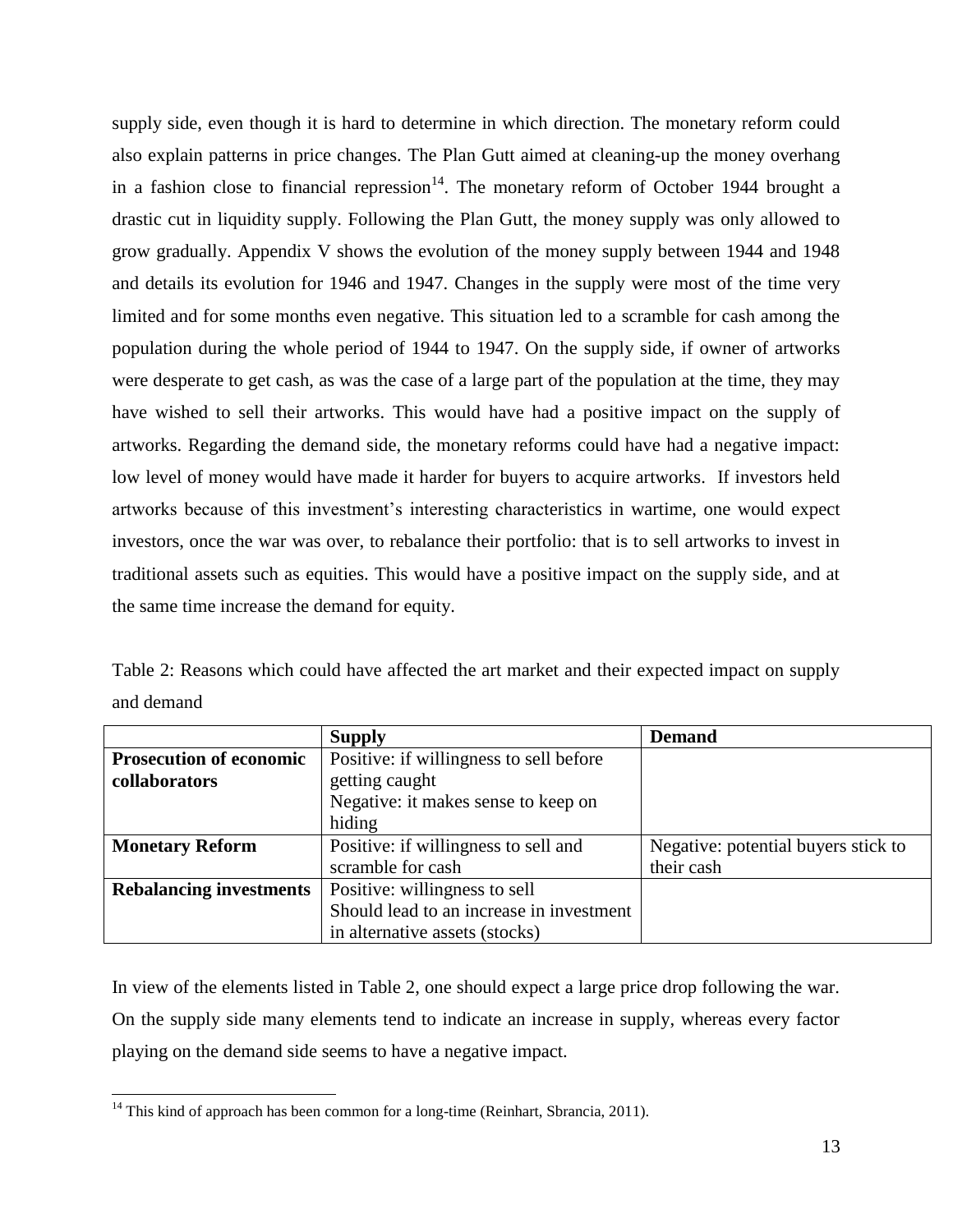supply side, even though it is hard to determine in which direction. The monetary reform could also explain patterns in price changes. The Plan Gutt aimed at cleaning-up the money overhang in a fashion close to financial repression[14]. The monetary reform of October 1944 brought a drastic cut in liquidity supply. Following the Plan Gutt, the money supply was only allowed to grow gradually. Appendix V shows the evolution of the money supply between 1944 and 1948 and details its evolution for 1946 and 1947. Changes in the supply were most of the time very limited and for some months even negative. This situation led to a scramble for cash among the population during the whole period of 1944 to 1947. On the supply side, if owner of artworks were desperate to get cash, as was the case of a large part of the population at the time, they may have wished to sell their artworks. This would have had a positive impact on the supply of artworks. Regarding the demand side, the monetary reforms could have had a negative impact: low level of money would have made it harder for buyers to acquire artworks. If investors held artworks because of this investment's interesting characteristics in wartime, one would expect investors, once the war was over, to rebalance their portfolio: that is to sell artworks to invest in traditional assets such as equities. This would have a positive impact on the supply side, and at the same time increase the demand for equity.

Table 2: Reasons which could have affected the art market and their expected impact on supply and demand

| | **Supply** | **Demand** |
|---|---|---|
| **Prosecution of economic collaborators** | Positive: if willingness to sell before getting caught<br>Negative: it makes sense to keep on hiding | |
| **Monetary Reform** | Positive: if willingness to sell and scramble for cash | Negative: potential buyers stick to their cash |
| **Rebalancing investments** | Positive: willingness to sell<br>Should lead to an increase in investment in alternative assets (stocks) | |

In view of the elements listed in Table 2, one should expect a large price drop following the war. On the supply side many elements tend to indicate an increase in supply, whereas every factor playing on the demand side seems to have a negative impact.

[14] This kind of approach has been common for a long-time (Reinhart, Sbrancia, 2011).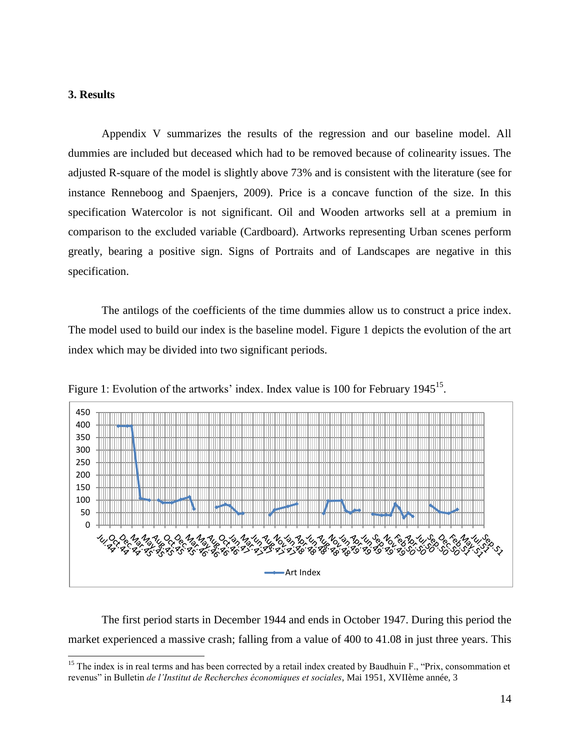## 3. Results

Appendix V summarizes the results of the regression and our baseline model. All dummies are included but deceased which had to be removed because of colinearity issues. The adjusted R-square of the model is slightly above 73% and is consistent with the literature (see for instance Renneboog and Spaenjers, 2009). Price is a concave function of the size. In this specification Watercolor is not significant. Oil and Wooden artworks sell at a premium in comparison to the excluded variable (Cardboard). Artworks representing Urban scenes perform greatly, bearing a positive sign. Signs of Portraits and of Landscapes are negative in this specification.

The antilogs of the coefficients of the time dummies allow us to construct a price index. The model used to build our index is the baseline model. Figure 1 depicts the evolution of the art index which may be divided into two significant periods.

Figure 1: Evolution of the artworks' index. Index value is 100 for February 1945[15].

The first period starts in December 1944 and ends in October 1947. During this period the market experienced a massive crash; falling from a value of 400 to 41.08 in just three years. This

[15] The index is in real terms and has been corrected by a retail index created by Baudhuin F., "Prix, consommation et revenus" in Bulletin *de l'Institut de Recherches économiques et sociales*, Mai 1951, XVIIème année, 3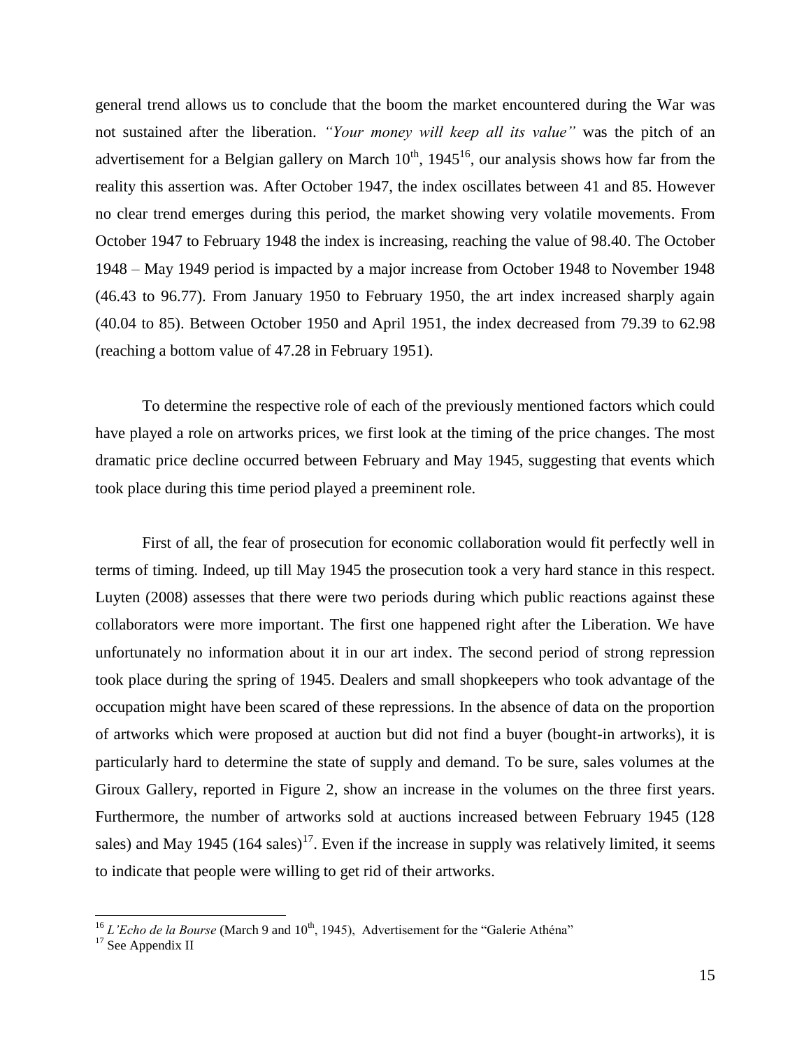general trend allows us to conclude that the boom the market encountered during the War was not sustained after the liberation. *"Your money will keep all its value"* was the pitch of an advertisement for a Belgian gallery on March 10th, 1945[16], our analysis shows how far from the reality this assertion was. After October 1947, the index oscillates between 41 and 85. However no clear trend emerges during this period, the market showing very volatile movements. From October 1947 to February 1948 the index is increasing, reaching the value of 98.40. The October 1948 – May 1949 period is impacted by a major increase from October 1948 to November 1948 (46.43 to 96.77). From January 1950 to February 1950, the art index increased sharply again (40.04 to 85). Between October 1950 and April 1951, the index decreased from 79.39 to 62.98 (reaching a bottom value of 47.28 in February 1951).

To determine the respective role of each of the previously mentioned factors which could have played a role on artworks prices, we first look at the timing of the price changes. The most dramatic price decline occurred between February and May 1945, suggesting that events which took place during this time period played a preeminent role.

First of all, the fear of prosecution for economic collaboration would fit perfectly well in terms of timing. Indeed, up till May 1945 the prosecution took a very hard stance in this respect. Luyten (2008) assesses that there were two periods during which public reactions against these collaborators were more important. The first one happened right after the Liberation. We have unfortunately no information about it in our art index. The second period of strong repression took place during the spring of 1945. Dealers and small shopkeepers who took advantage of the occupation might have been scared of these repressions. In the absence of data on the proportion of artworks which were proposed at auction but did not find a buyer (bought-in artworks), it is particularly hard to determine the state of supply and demand. To be sure, sales volumes at the Giroux Gallery, reported in Figure 2, show an increase in the volumes on the three first years. Furthermore, the number of artworks sold at auctions increased between February 1945 (128 sales) and May 1945 (164 sales)[17]. Even if the increase in supply was relatively limited, it seems to indicate that people were willing to get rid of their artworks.

---

[16] *L'Echo de la Bourse* (March 9 and 10th, 1945), Advertisement for the "Galerie Athéna"

[17] See Appendix II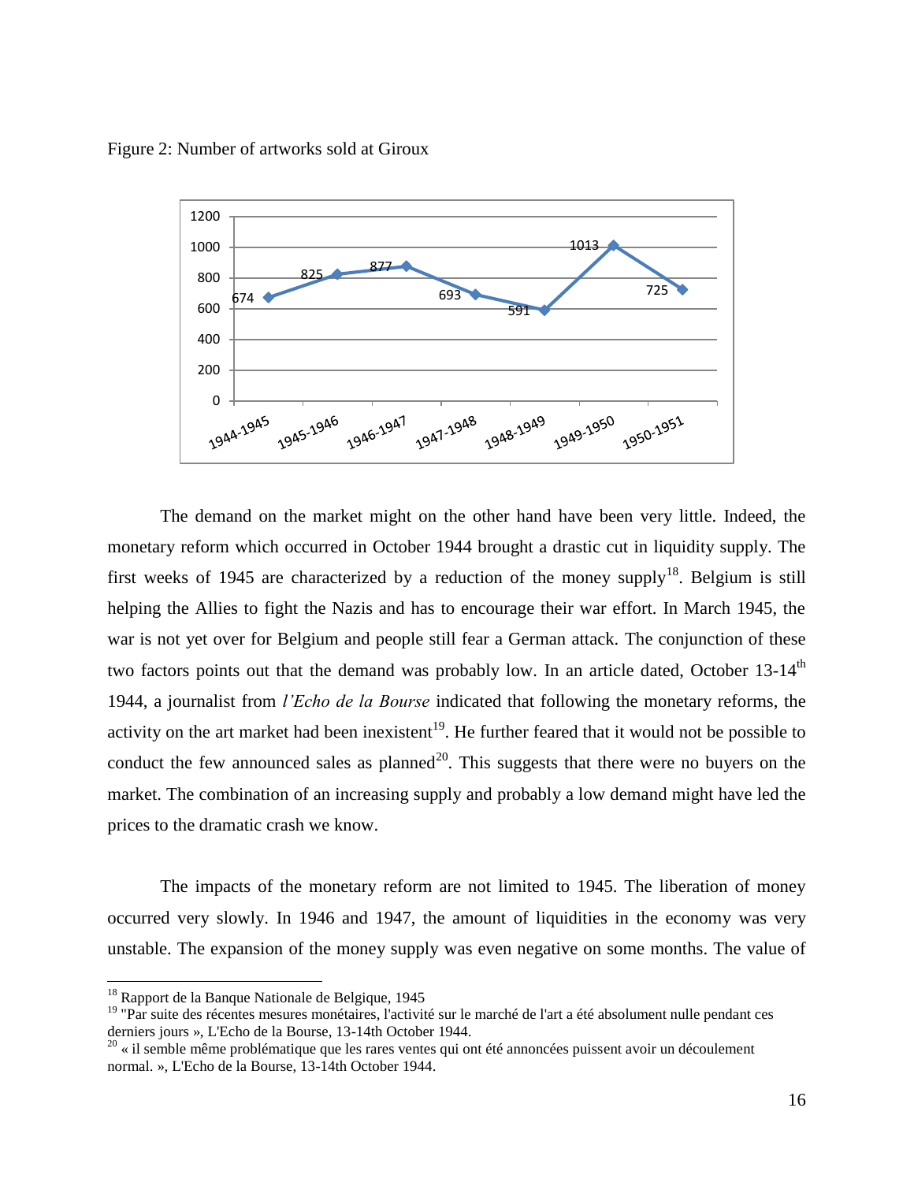Figure 2: Number of artworks sold at Giroux

| Year | Number of artworks sold |
| --- | --- |
| 1944-1945 | 674 |
| 1945-1946 | 825 |
| 1946-1947 | 877 |
| 1947-1948 | 693 |
| 1948-1949 | 591 |
| 1949-1950 | 1013 |
| 1950-1951 | 725 |

The demand on the market might on the other hand have been very little. Indeed, the monetary reform which occurred in October 1944 brought a drastic cut in liquidity supply. The first weeks of 1945 are characterized by a reduction of the money supply[18]. Belgium is still helping the Allies to fight the Nazis and has to encourage their war effort. In March 1945, the war is not yet over for Belgium and people still fear a German attack. The conjunction of these two factors points out that the demand was probably low. In an article dated, October 13-14th 1944, a journalist from *l'Echo de la Bourse* indicated that following the monetary reforms, the activity on the art market had been inexistent[19]. He further feared that it would not be possible to conduct the few announced sales as planned[20]. This suggests that there were no buyers on the market. The combination of an increasing supply and probably a low demand might have led the prices to the dramatic crash we know.

The impacts of the monetary reform are not limited to 1945. The liberation of money occurred very slowly. In 1946 and 1947, the amount of liquidities in the economy was very unstable. The expansion of the money supply was even negative on some months. The value of

---

[18] Rapport de la Banque Nationale de Belgique, 1945

[19] "Par suite des récentes mesures monétaires, l'activité sur le marché de l'art a été absolument nulle pendant ces derniers jours », L'Echo de la Bourse, 13-14th October 1944.

[20] « il semble même problématique que les rares ventes qui ont été annoncées puissent avoir un découlement normal. », L'Echo de la Bourse, 13-14th October 1944.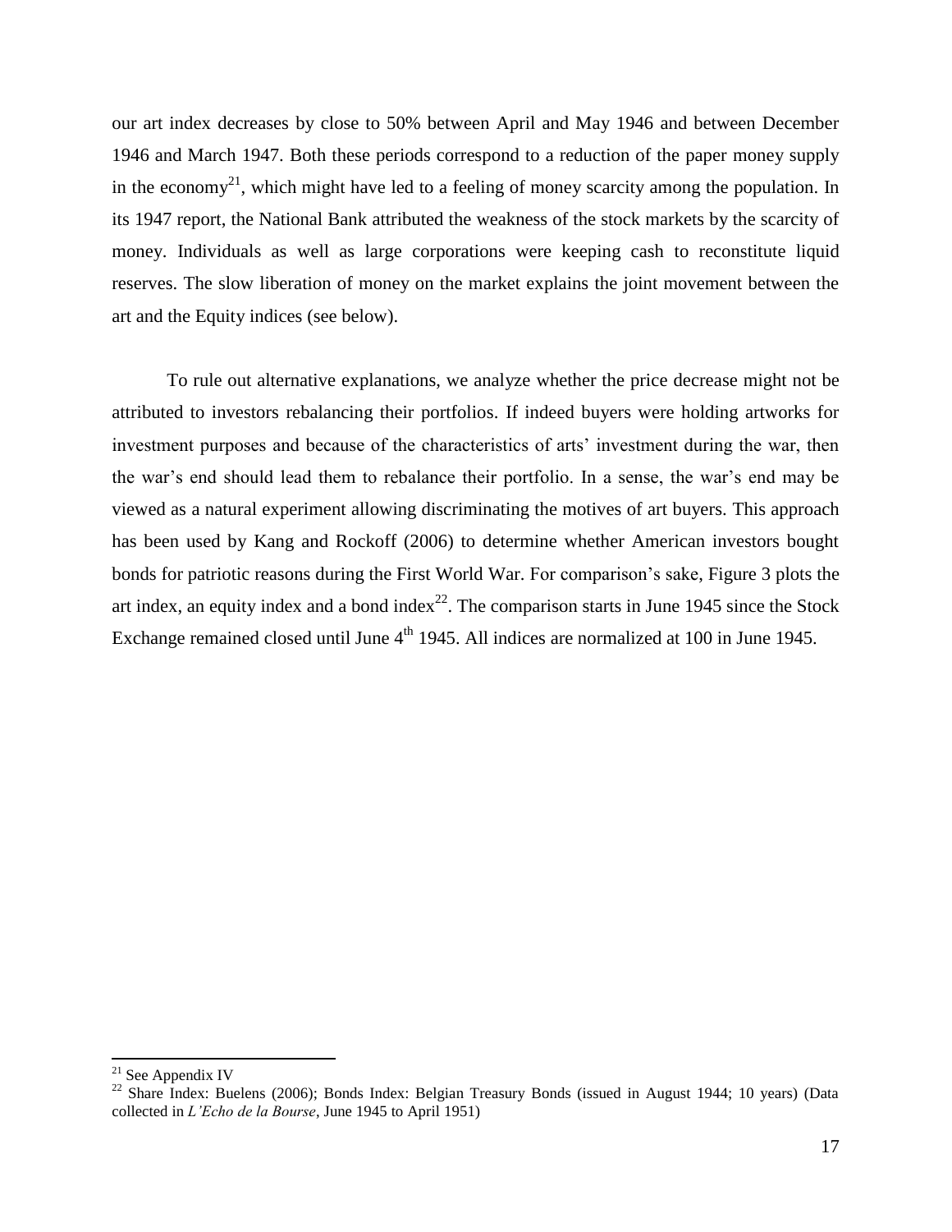our art index decreases by close to 50% between April and May 1946 and between December 1946 and March 1947. Both these periods correspond to a reduction of the paper money supply in the economy[21], which might have led to a feeling of money scarcity among the population. In its 1947 report, the National Bank attributed the weakness of the stock markets by the scarcity of money. Individuals as well as large corporations were keeping cash to reconstitute liquid reserves. The slow liberation of money on the market explains the joint movement between the art and the Equity indices (see below).

To rule out alternative explanations, we analyze whether the price decrease might not be attributed to investors rebalancing their portfolios. If indeed buyers were holding artworks for investment purposes and because of the characteristics of arts' investment during the war, then the war's end should lead them to rebalance their portfolio. In a sense, the war's end may be viewed as a natural experiment allowing discriminating the motives of art buyers. This approach has been used by Kang and Rockoff (2006) to determine whether American investors bought bonds for patriotic reasons during the First World War. For comparison's sake, Figure 3 plots the art index, an equity index and a bond index[22]. The comparison starts in June 1945 since the Stock Exchange remained closed until June 4th 1945. All indices are normalized at 100 in June 1945.

---

[21] See Appendix IV

[22] Share Index: Buelens (2006); Bonds Index: Belgian Treasury Bonds (issued in August 1944; 10 years) (Data collected in *L'Echo de la Bourse*, June 1945 to April 1951)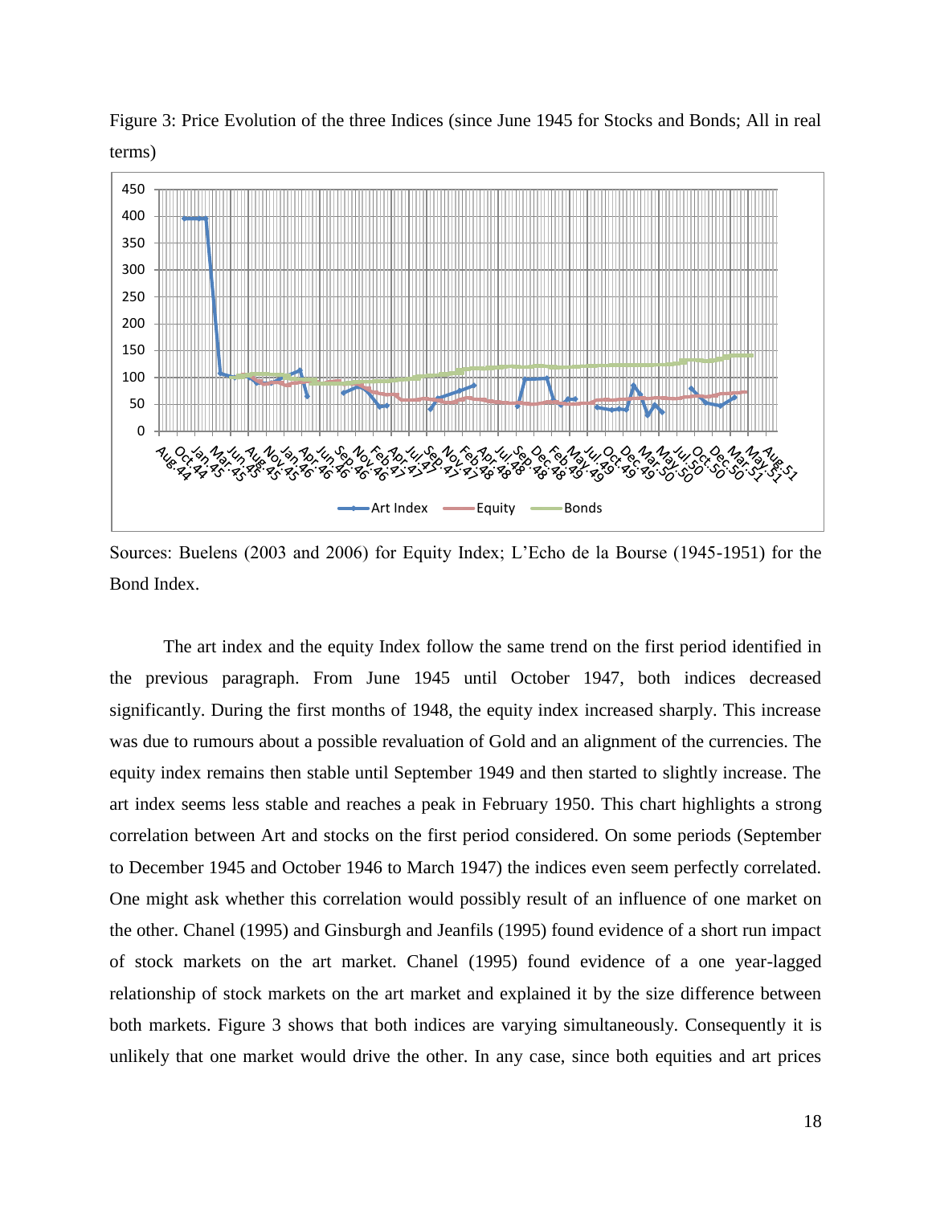Figure 3: Price Evolution of the three Indices (since June 1945 for Stocks and Bonds; All in real terms)

Sources: Buelens (2003 and 2006) for Equity Index; L'Echo de la Bourse (1945-1951) for the Bond Index.

The art index and the equity Index follow the same trend on the first period identified in the previous paragraph. From June 1945 until October 1947, both indices decreased significantly. During the first months of 1948, the equity index increased sharply. This increase was due to rumours about a possible revaluation of Gold and an alignment of the currencies. The equity index remains then stable until September 1949 and then started to slightly increase. The art index seems less stable and reaches a peak in February 1950. This chart highlights a strong correlation between Art and stocks on the first period considered. On some periods (September to December 1945 and October 1946 to March 1947) the indices even seem perfectly correlated. One might ask whether this correlation would possibly result of an influence of one market on the other. Chanel (1995) and Ginsburgh and Jeanfils (1995) found evidence of a short run impact of stock markets on the art market. Chanel (1995) found evidence of a one year-lagged relationship of stock markets on the art market and explained it by the size difference between both markets. Figure 3 shows that both indices are varying simultaneously. Consequently it is unlikely that one market would drive the other. In any case, since both equities and art prices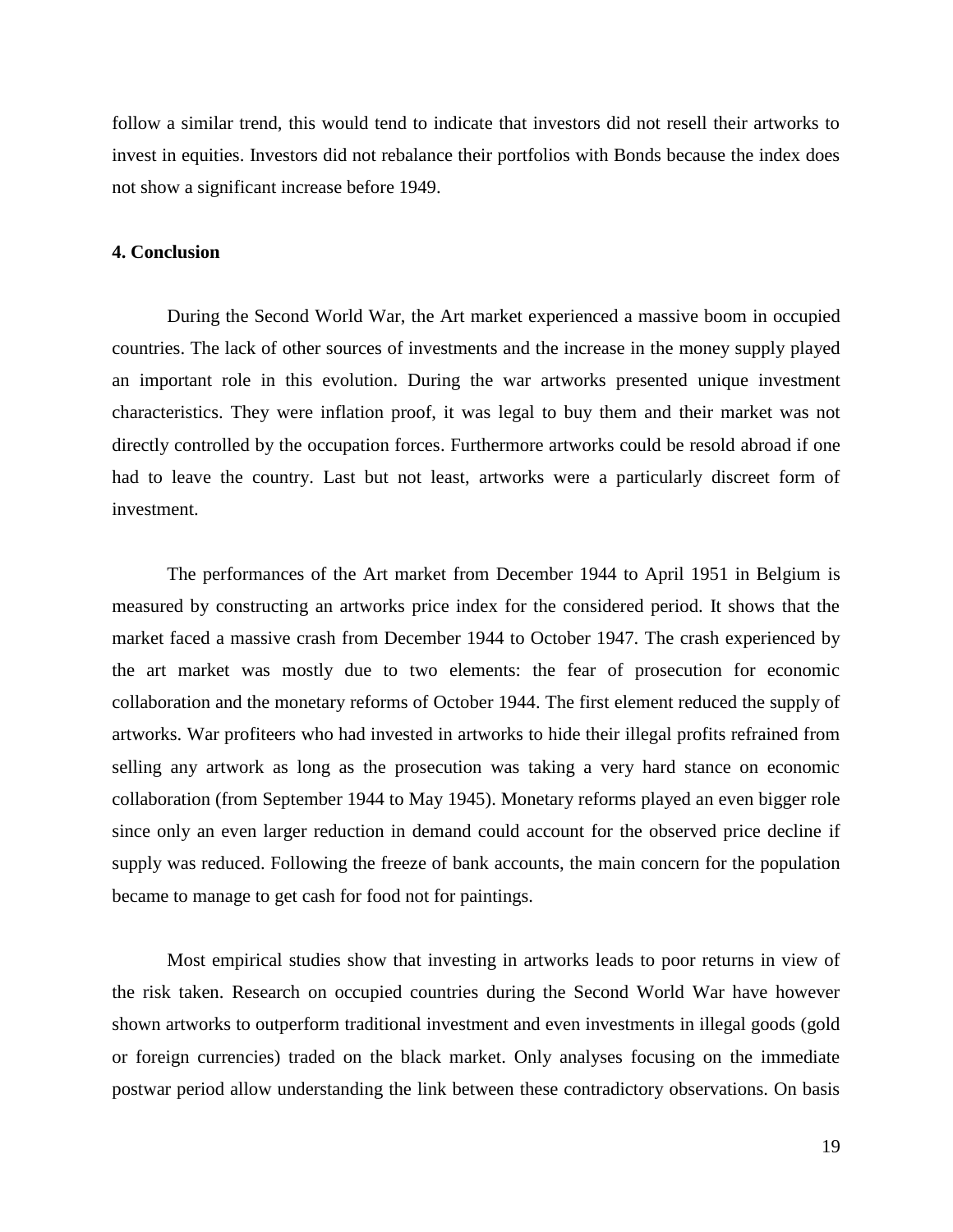follow a similar trend, this would tend to indicate that investors did not resell their artworks to invest in equities. Investors did not rebalance their portfolios with Bonds because the index does not show a significant increase before 1949.

## 4. Conclusion

During the Second World War, the Art market experienced a massive boom in occupied countries. The lack of other sources of investments and the increase in the money supply played an important role in this evolution. During the war artworks presented unique investment characteristics. They were inflation proof, it was legal to buy them and their market was not directly controlled by the occupation forces. Furthermore artworks could be resold abroad if one had to leave the country. Last but not least, artworks were a particularly discreet form of investment.

The performances of the Art market from December 1944 to April 1951 in Belgium is measured by constructing an artworks price index for the considered period. It shows that the market faced a massive crash from December 1944 to October 1947. The crash experienced by the art market was mostly due to two elements: the fear of prosecution for economic collaboration and the monetary reforms of October 1944. The first element reduced the supply of artworks. War profiteers who had invested in artworks to hide their illegal profits refrained from selling any artwork as long as the prosecution was taking a very hard stance on economic collaboration (from September 1944 to May 1945). Monetary reforms played an even bigger role since only an even larger reduction in demand could account for the observed price decline if supply was reduced. Following the freeze of bank accounts, the main concern for the population became to manage to get cash for food not for paintings.

Most empirical studies show that investing in artworks leads to poor returns in view of the risk taken. Research on occupied countries during the Second World War have however shown artworks to outperform traditional investment and even investments in illegal goods (gold or foreign currencies) traded on the black market. Only analyses focusing on the immediate postwar period allow understanding the link between these contradictory observations. On basis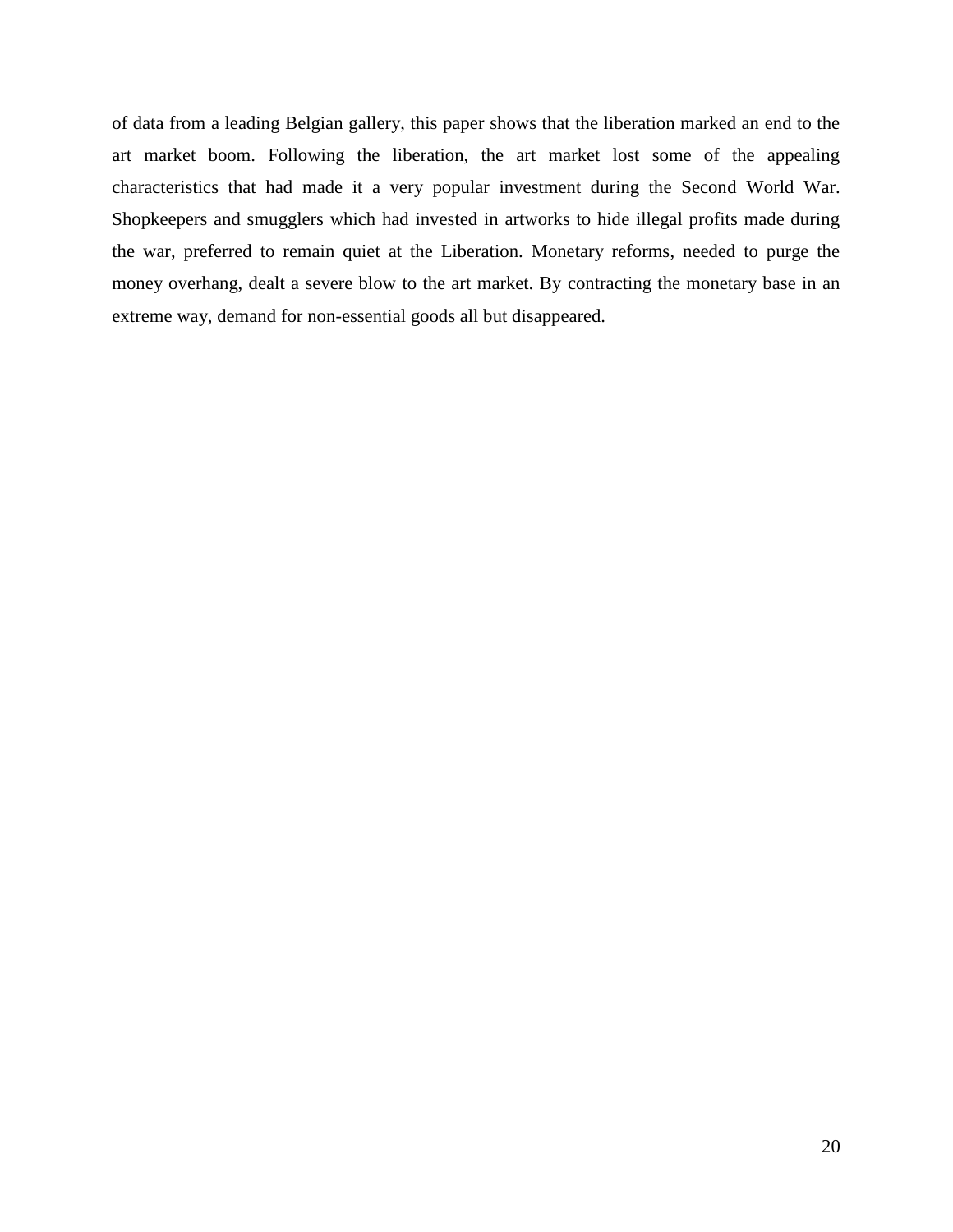of data from a leading Belgian gallery, this paper shows that the liberation marked an end to the art market boom. Following the liberation, the art market lost some of the appealing characteristics that had made it a very popular investment during the Second World War. Shopkeepers and smugglers which had invested in artworks to hide illegal profits made during the war, preferred to remain quiet at the Liberation. Monetary reforms, needed to purge the money overhang, dealt a severe blow to the art market. By contracting the monetary base in an extreme way, demand for non-essential goods all but disappeared.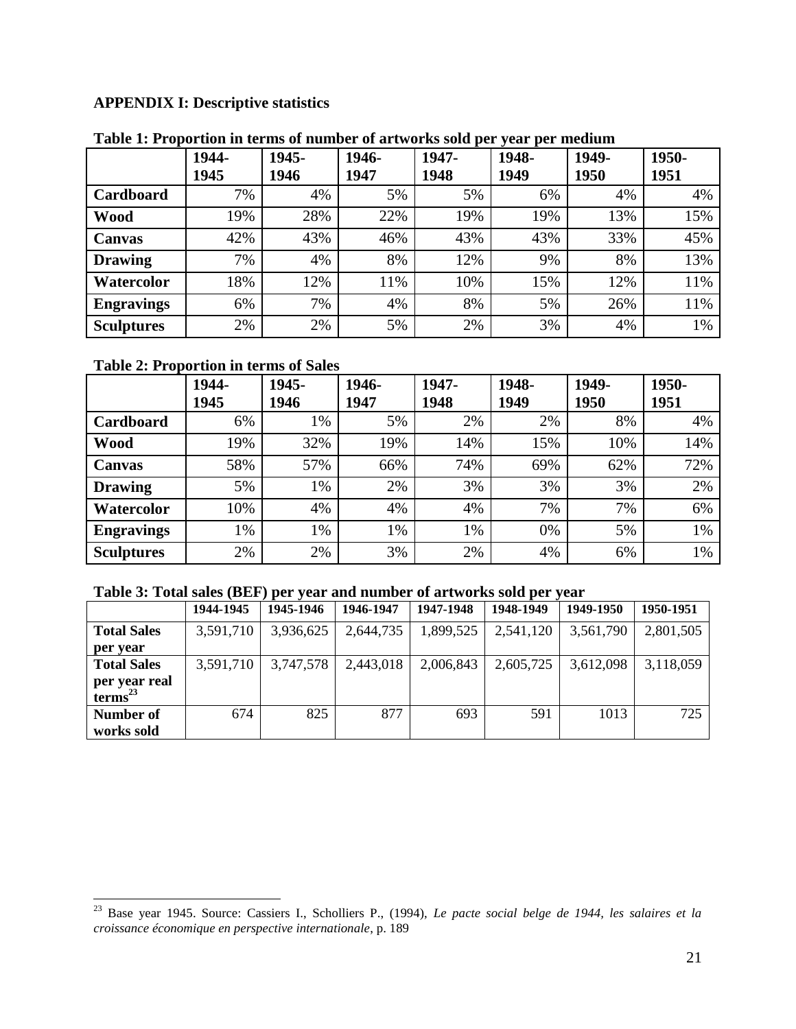**APPENDIX I: Descriptive statistics**

**Table 1: Proportion in terms of number of artworks sold per year per medium**

| | 1944-1945 | 1945-1946 | 1946-1947 | 1947-1948 | 1948-1949 | 1949-1950 | 1950-1951 |
|---|---|---|---|---|---|---|---|
| **Cardboard** | 7% | 4% | 5% | 5% | 6% | 4% | 4% |
| **Wood** | 19% | 28% | 22% | 19% | 19% | 13% | 15% |
| **Canvas** | 42% | 43% | 46% | 43% | 43% | 33% | 45% |
| **Drawing** | 7% | 4% | 8% | 12% | 9% | 8% | 13% |
| **Watercolor** | 18% | 12% | 11% | 10% | 15% | 12% | 11% |
| **Engravings** | 6% | 7% | 4% | 8% | 5% | 26% | 11% |
| **Sculptures** | 2% | 2% | 5% | 2% | 3% | 4% | 1% |

**Table 2: Proportion in terms of Sales**

| | 1944-1945 | 1945-1946 | 1946-1947 | 1947-1948 | 1948-1949 | 1949-1950 | 1950-1951 |
|---|---|---|---|---|---|---|---|
| **Cardboard** | 6% | 1% | 5% | 2% | 2% | 8% | 4% |
| **Wood** | 19% | 32% | 19% | 14% | 15% | 10% | 14% |
| **Canvas** | 58% | 57% | 66% | 74% | 69% | 62% | 72% |
| **Drawing** | 5% | 1% | 2% | 3% | 3% | 3% | 2% |
| **Watercolor** | 10% | 4% | 4% | 4% | 7% | 7% | 6% |
| **Engravings** | 1% | 1% | 1% | 1% | 0% | 5% | 1% |
| **Sculptures** | 2% | 2% | 3% | 2% | 4% | 6% | 1% |

**Table 3: Total sales (BEF) per year and number of artworks sold per year**

| | 1944-1945 | 1945-1946 | 1946-1947 | 1947-1948 | 1948-1949 | 1949-1950 | 1950-1951 |
|---|---|---|---|---|---|---|---|
| **Total Sales per year** | 3,591,710 | 3,936,625 | 2,644,735 | 1,899,525 | 2,541,120 | 3,561,790 | 2,801,505 |
| **Total Sales per year real terms**[23] | 3,591,710 | 3,747,578 | 2,443,018 | 2,006,843 | 2,605,725 | 3,612,098 | 3,118,059 |
| **Number of works sold** | 674 | 825 | 877 | 693 | 591 | 1013 | 725 |

[23] Base year 1945. Source: Cassiers I., Scholliers P., (1994), *Le pacte social belge de 1944, les salaires et la croissance économique en perspective internationale*, p. 189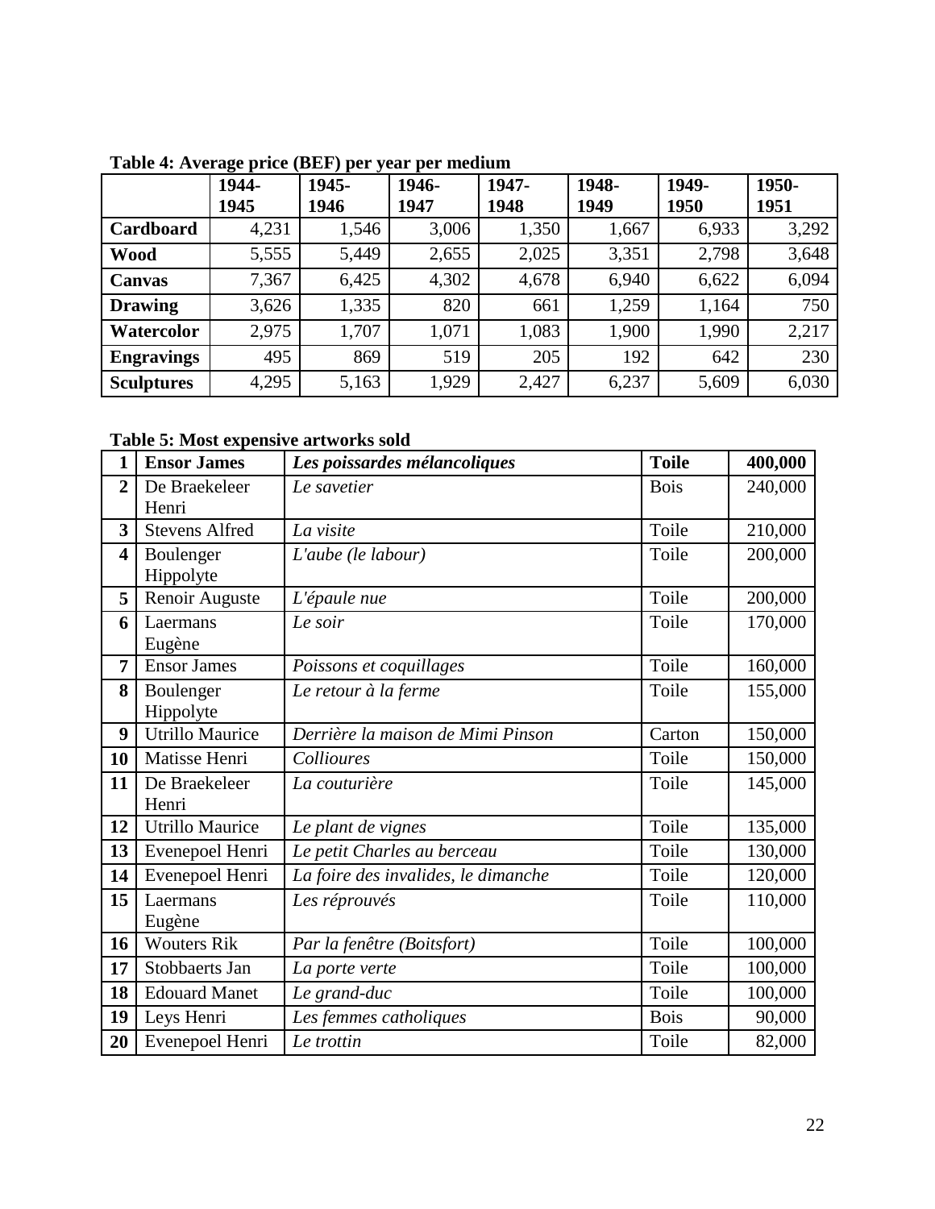**Table 4: Average price (BEF) per year per medium**

| | 1944-1945 | 1945-1946 | 1946-1947 | 1947-1948 | 1948-1949 | 1949-1950 | 1950-1951 |
|---|---|---|---|---|---|---|---|
| **Cardboard** | 4,231 | 1,546 | 3,006 | 1,350 | 1,667 | 6,933 | 3,292 |
| **Wood** | 5,555 | 5,449 | 2,655 | 2,025 | 3,351 | 2,798 | 3,648 |
| **Canvas** | 7,367 | 6,425 | 4,302 | 4,678 | 6,940 | 6,622 | 6,094 |
| **Drawing** | 3,626 | 1,335 | 820 | 661 | 1,259 | 1,164 | 750 |
| **Watercolor** | 2,975 | 1,707 | 1,071 | 1,083 | 1,900 | 1,990 | 2,217 |
| **Engravings** | 495 | 869 | 519 | 205 | 192 | 642 | 230 |
| **Sculptures** | 4,295 | 5,163 | 1,929 | 2,427 | 6,237 | 5,609 | 6,030 |

**Table 5: Most expensive artworks sold**

| **1** | **Ensor James** | ***Les poissardes mélancoliques*** | **Toile** | **400,000** |
|---|---|---|---|---|
| **2** | De Braekeleer Henri | *Le savetier* | Bois | 240,000 |
| **3** | Stevens Alfred | *La visite* | Toile | 210,000 |
| **4** | Boulenger Hippolyte | *L'aube (le labour)* | Toile | 200,000 |
| **5** | Renoir Auguste | *L'épaule nue* | Toile | 200,000 |
| **6** | Laermans Eugène | *Le soir* | Toile | 170,000 |
| **7** | Ensor James | *Poissons et coquillages* | Toile | 160,000 |
| **8** | Boulenger Hippolyte | *Le retour à la ferme* | Toile | 155,000 |
| **9** | Utrillo Maurice | *Derrière la maison de Mimi Pinson* | Carton | 150,000 |
| **10** | Matisse Henri | *Collioures* | Toile | 150,000 |
| **11** | De Braekeleer Henri | *La couturière* | Toile | 145,000 |
| **12** | Utrillo Maurice | *Le plant de vignes* | Toile | 135,000 |
| **13** | Evenepoel Henri | *Le petit Charles au berceau* | Toile | 130,000 |
| **14** | Evenepoel Henri | *La foire des invalides, le dimanche* | Toile | 120,000 |
| **15** | Laermans Eugène | *Les réprouvés* | Toile | 110,000 |
| **16** | Wouters Rik | *Par la fenêtre (Boitsfort)* | Toile | 100,000 |
| **17** | Stobbaerts Jan | *La porte verte* | Toile | 100,000 |
| **18** | Edouard Manet | *Le grand-duc* | Toile | 100,000 |
| **19** | Leys Henri | *Les femmes catholiques* | Bois | 90,000 |
| **20** | Evenepoel Henri | *Le trottin* | Toile | 82,000 |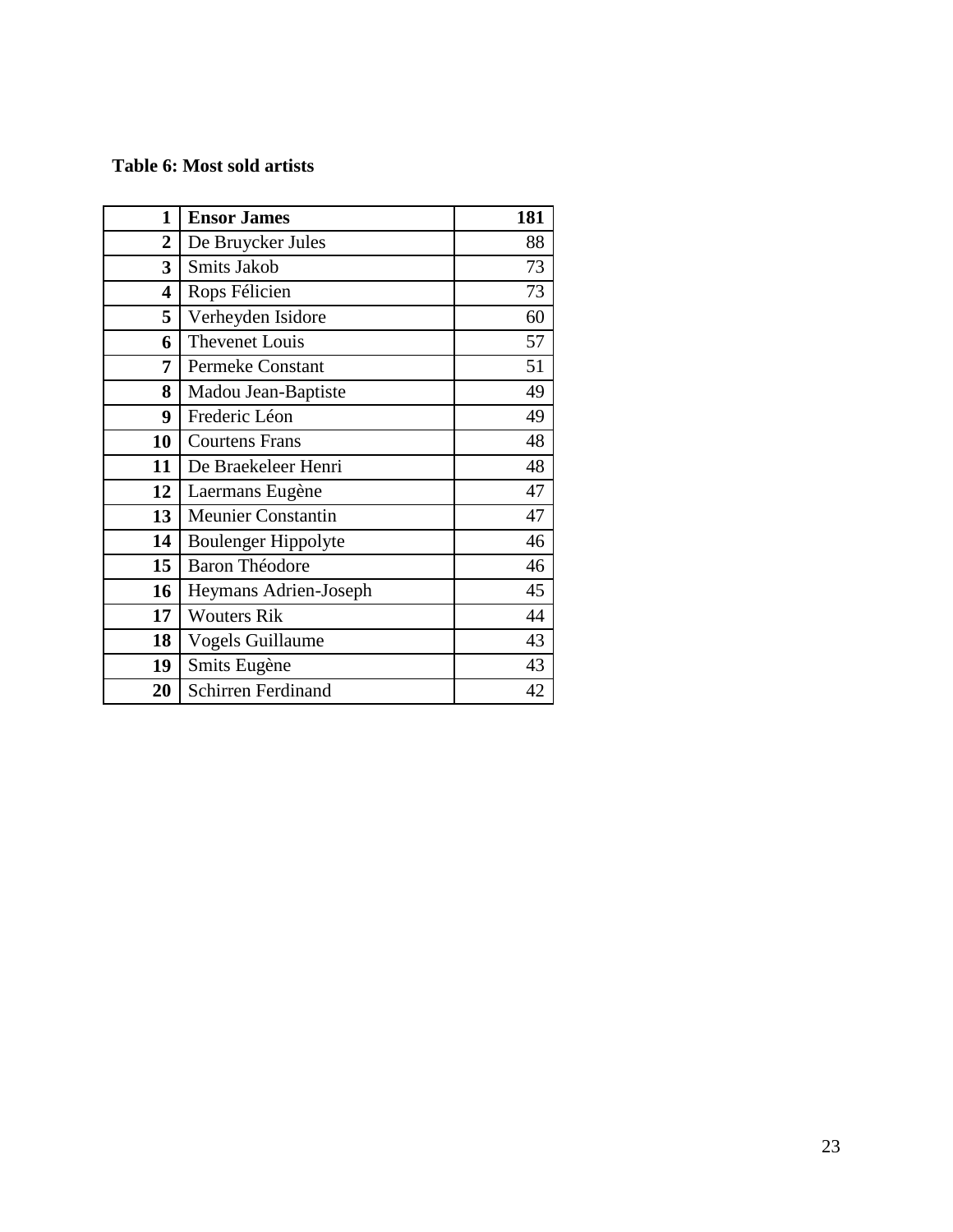**Table 6: Most sold artists**

| | | |
|---|---|---|
| **1** | **Ensor James** | **181** |
| **2** | De Bruycker Jules | 88 |
| **3** | Smits Jakob | 73 |
| **4** | Rops Félicien | 73 |
| **5** | Verheyden Isidore | 60 |
| **6** | Thevenet Louis | 57 |
| **7** | Permeke Constant | 51 |
| **8** | Madou Jean-Baptiste | 49 |
| **9** | Frederic Léon | 49 |
| **10** | Courtens Frans | 48 |
| **11** | De Braekeleer Henri | 48 |
| **12** | Laermans Eugène | 47 |
| **13** | Meunier Constantin | 47 |
| **14** | Boulenger Hippolyte | 46 |
| **15** | Baron Théodore | 46 |
| **16** | Heymans Adrien-Joseph | 45 |
| **17** | Wouters Rik | 44 |
| **18** | Vogels Guillaume | 43 |
| **19** | Smits Eugène | 43 |
| **20** | Schirren Ferdinand | 42 |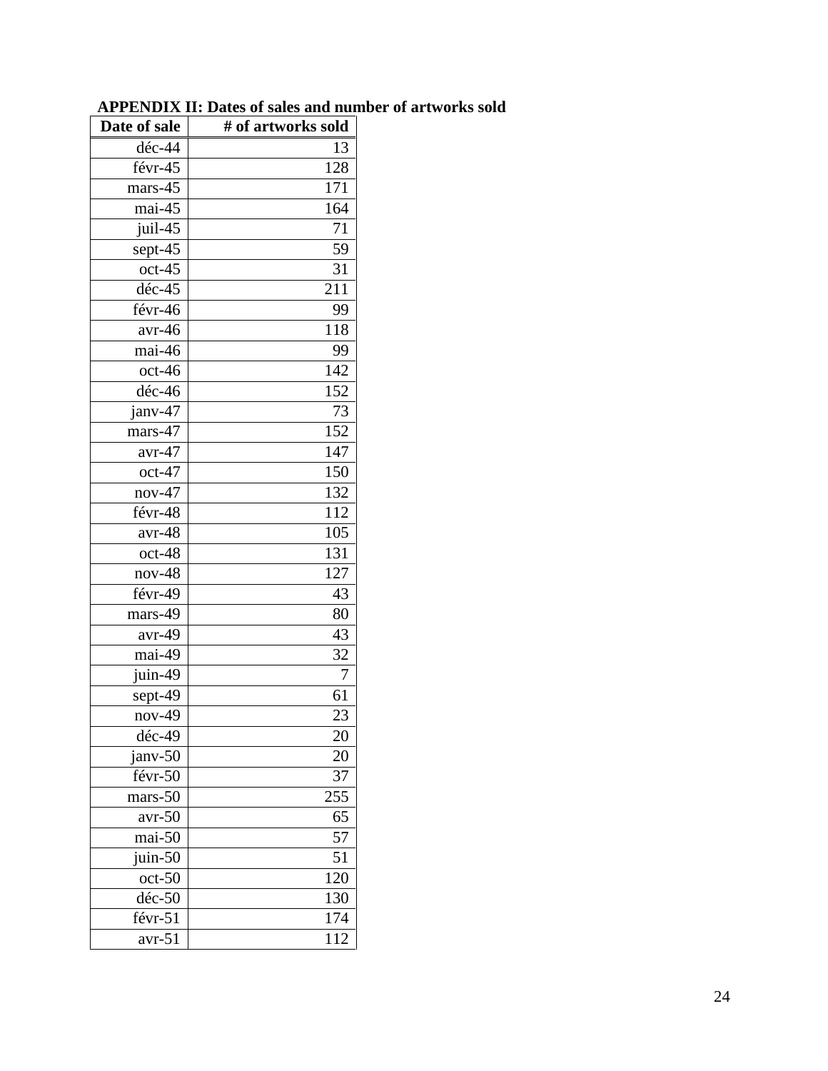**APPENDIX II: Dates of sales and number of artworks sold**

| Date of sale | # of artworks sold |
|---|---|
| déc-44 | 13 |
| févr-45 | 128 |
| mars-45 | 171 |
| mai-45 | 164 |
| juil-45 | 71 |
| sept-45 | 59 |
| oct-45 | 31 |
| déc-45 | 211 |
| févr-46 | 99 |
| avr-46 | 118 |
| mai-46 | 99 |
| oct-46 | 142 |
| déc-46 | 152 |
| janv-47 | 73 |
| mars-47 | 152 |
| avr-47 | 147 |
| oct-47 | 150 |
| nov-47 | 132 |
| févr-48 | 112 |
| avr-48 | 105 |
| oct-48 | 131 |
| nov-48 | 127 |
| févr-49 | 43 |
| mars-49 | 80 |
| avr-49 | 43 |
| mai-49 | 32 |
| juin-49 | 7 |
| sept-49 | 61 |
| nov-49 | 23 |
| déc-49 | 20 |
| janv-50 | 20 |
| févr-50 | 37 |
| mars-50 | 255 |
| avr-50 | 65 |
| mai-50 | 57 |
| juin-50 | 51 |
| oct-50 | 120 |
| déc-50 | 130 |
| févr-51 | 174 |
| avr-51 | 112 |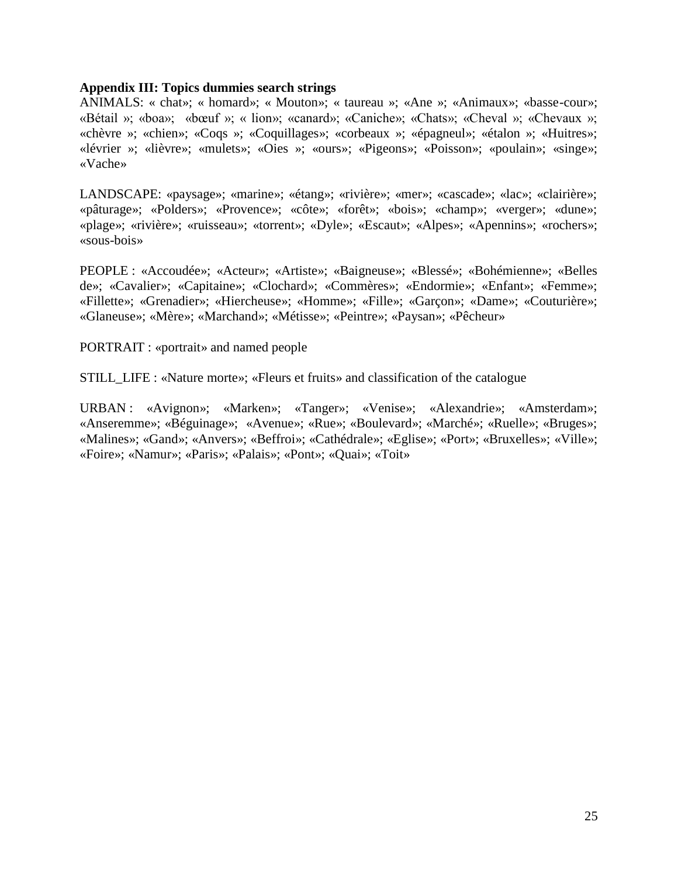**Appendix III: Topics dummies search strings**

ANIMALS: « chat»; « homard»; « Mouton»; « taureau »; «Ane »; «Animaux»; «basse-cour»; «Bétail »; «boa»; «bœuf »; « lion»; «canard»; «Caniche»; «Chats»; «Cheval »; «Chevaux »; «chèvre »; «chien»; «Coqs »; «Coquillages»; «corbeaux »; «épagneul»; «étalon »; «Huitres»; «lévrier »; «lièvre»; «mulets»; «Oies »; «ours»; «Pigeons»; «Poisson»; «poulain»; «singe»; «Vache»

LANDSCAPE: «paysage»; «marine»; «étang»; «rivière»; «mer»; «cascade»; «lac»; «clairière»; «pâturage»; «Polders»; «Provence»; «côte»; «forêt»; «bois»; «champ»; «verger»; «dune»; «plage»; «rivière»; «ruisseau»; «torrent»; «Dyle»; «Escaut»; «Alpes»; «Apennins»; «rochers»; «sous-bois»

PEOPLE : «Accoudée»; «Acteur»; «Artiste»; «Baigneuse»; «Blessé»; «Bohémienne»; «Belles de»; «Cavalier»; «Capitaine»; «Clochard»; «Commères»; «Endormie»; «Enfant»; «Femme»; «Fillette»; «Grenadier»; «Hiercheuse»; «Homme»; «Fille»; «Garçon»; «Dame»; «Couturière»; «Glaneuse»; «Mère»; «Marchand»; «Métisse»; «Peintre»; «Paysan»; «Pêcheur»

PORTRAIT : «portrait» and named people

STILL_LIFE : «Nature morte»; «Fleurs et fruits» and classification of the catalogue

URBAN : «Avignon»; «Marken»; «Tanger»; «Venise»; «Alexandrie»; «Amsterdam»; «Anseremme»; «Béguinage»; «Avenue»; «Rue»; «Boulevard»; «Marché»; «Ruelle»; «Bruges»; «Malines»; «Gand»; «Anvers»; «Beffroi»; «Cathédrale»; «Eglise»; «Port»; «Bruxelles»; «Ville»; «Foire»; «Namur»; «Paris»; «Palais»; «Pont»; «Quai»; «Toit»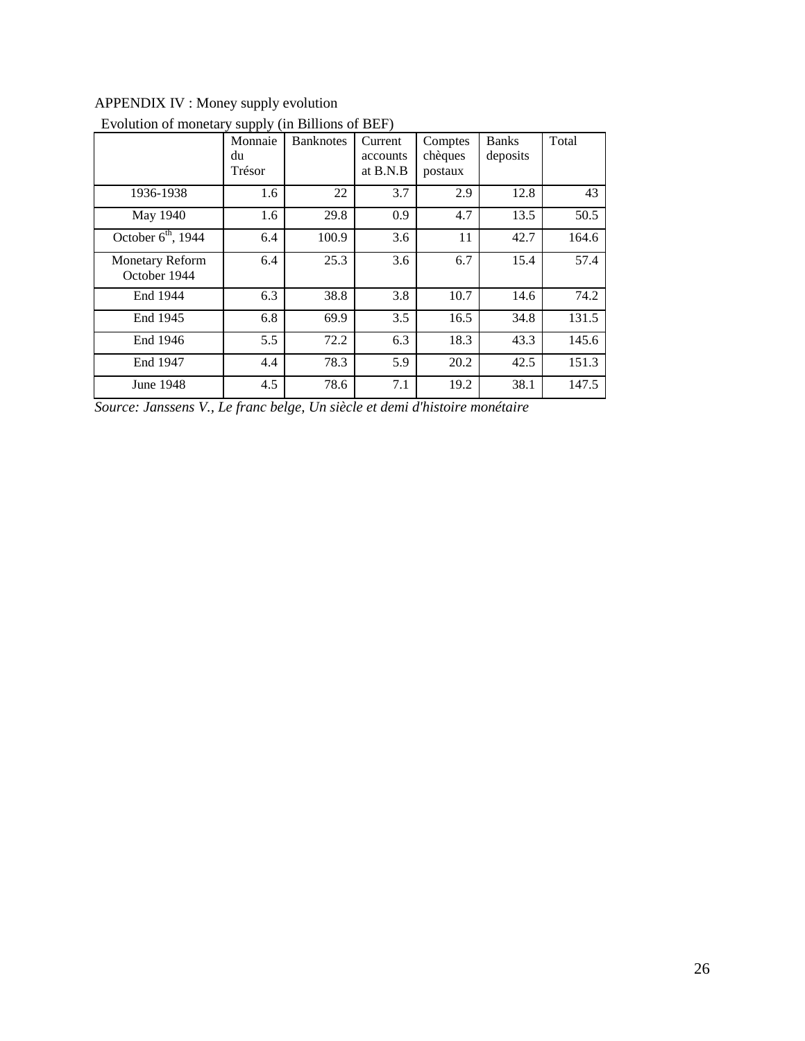APPENDIX IV : Money supply evolution

Evolution of monetary supply (in Billions of BEF)

| | Monnaie du Trésor | Banknotes | Current accounts at B.N.B | Comptes chèques postaux | Banks deposits | Total |
|---|---|---|---|---|---|---|
| 1936-1938 | 1.6 | 22 | 3.7 | 2.9 | 12.8 | 43 |
| May 1940 | 1.6 | 29.8 | 0.9 | 4.7 | 13.5 | 50.5 |
| October 6th, 1944 | 6.4 | 100.9 | 3.6 | 11 | 42.7 | 164.6 |
| Monetary Reform October 1944 | 6.4 | 25.3 | 3.6 | 6.7 | 15.4 | 57.4 |
| End 1944 | 6.3 | 38.8 | 3.8 | 10.7 | 14.6 | 74.2 |
| End 1945 | 6.8 | 69.9 | 3.5 | 16.5 | 34.8 | 131.5 |
| End 1946 | 5.5 | 72.2 | 6.3 | 18.3 | 43.3 | 145.6 |
| End 1947 | 4.4 | 78.3 | 5.9 | 20.2 | 42.5 | 151.3 |
| June 1948 | 4.5 | 78.6 | 7.1 | 19.2 | 38.1 | 147.5 |

*Source: Janssens V., Le franc belge, Un siècle et demi d'histoire monétaire*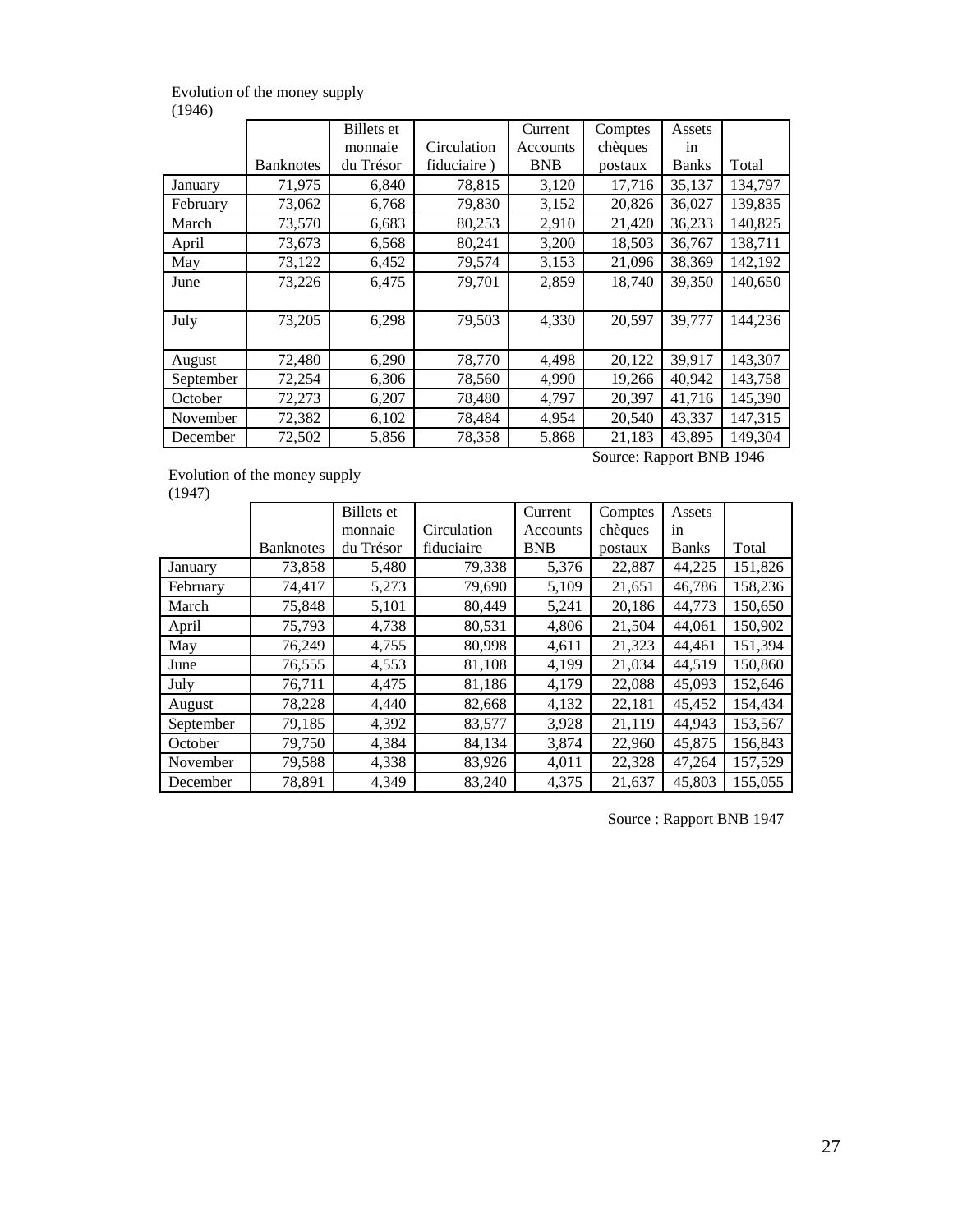Evolution of the money supply
(1946)

| | Banknotes | Billets et monnaie du Trésor | Circulation fiduciaire ) | Current Accounts BNB | Comptes chèques postaux | Assets in Banks | Total |
|---|---|---|---|---|---|---|---|
| January | 71,975 | 6,840 | 78,815 | 3,120 | 17,716 | 35,137 | 134,797 |
| February | 73,062 | 6,768 | 79,830 | 3,152 | 20,826 | 36,027 | 139,835 |
| March | 73,570 | 6,683 | 80,253 | 2,910 | 21,420 | 36,233 | 140,825 |
| April | 73,673 | 6,568 | 80,241 | 3,200 | 18,503 | 36,767 | 138,711 |
| May | 73,122 | 6,452 | 79,574 | 3,153 | 21,096 | 38,369 | 142,192 |
| June | 73,226 | 6,475 | 79,701 | 2,859 | 18,740 | 39,350 | 140,650 |
| July | 73,205 | 6,298 | 79,503 | 4,330 | 20,597 | 39,777 | 144,236 |
| August | 72,480 | 6,290 | 78,770 | 4,498 | 20,122 | 39,917 | 143,307 |
| September | 72,254 | 6,306 | 78,560 | 4,990 | 19,266 | 40,942 | 143,758 |
| October | 72,273 | 6,207 | 78,480 | 4,797 | 20,397 | 41,716 | 145,390 |
| November | 72,382 | 6,102 | 78,484 | 4,954 | 20,540 | 43,337 | 147,315 |
| December | 72,502 | 5,856 | 78,358 | 5,868 | 21,183 | 43,895 | 149,304 |

Source: Rapport BNB 1946

Evolution of the money supply
(1947)

| | Banknotes | Billets et monnaie du Trésor | Circulation fiduciaire | Current Accounts BNB | Comptes chèques postaux | Assets in Banks | Total |
|---|---|---|---|---|---|---|---|
| January | 73,858 | 5,480 | 79,338 | 5,376 | 22,887 | 44,225 | 151,826 |
| February | 74,417 | 5,273 | 79,690 | 5,109 | 21,651 | 46,786 | 158,236 |
| March | 75,848 | 5,101 | 80,449 | 5,241 | 20,186 | 44,773 | 150,650 |
| April | 75,793 | 4,738 | 80,531 | 4,806 | 21,504 | 44,061 | 150,902 |
| May | 76,249 | 4,755 | 80,998 | 4,611 | 21,323 | 44,461 | 151,394 |
| June | 76,555 | 4,553 | 81,108 | 4,199 | 21,034 | 44,519 | 150,860 |
| July | 76,711 | 4,475 | 81,186 | 4,179 | 22,088 | 45,093 | 152,646 |
| August | 78,228 | 4,440 | 82,668 | 4,132 | 22,181 | 45,452 | 154,434 |
| September | 79,185 | 4,392 | 83,577 | 3,928 | 21,119 | 44,943 | 153,567 |
| October | 79,750 | 4,384 | 84,134 | 3,874 | 22,960 | 45,875 | 156,843 |
| November | 79,588 | 4,338 | 83,926 | 4,011 | 22,328 | 47,264 | 157,529 |
| December | 78,891 | 4,349 | 83,240 | 4,375 | 21,637 | 45,803 | 155,055 |

Source : Rapport BNB 1947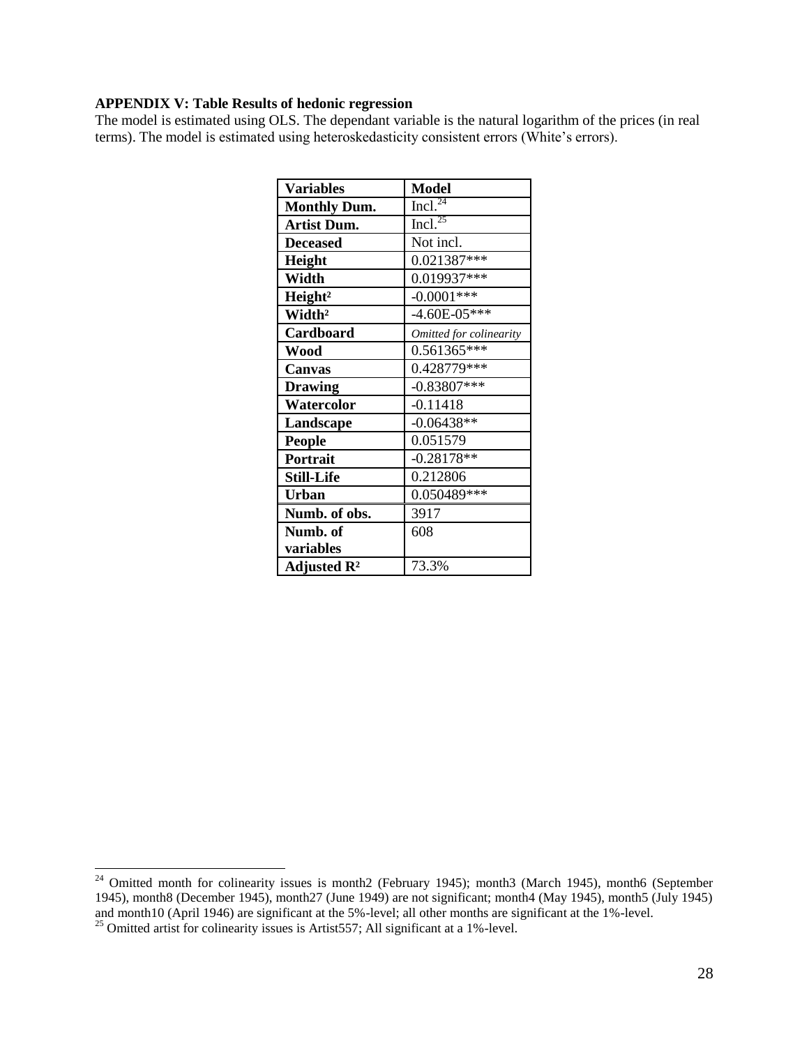**APPENDIX V: Table Results of hedonic regression**

The model is estimated using OLS. The dependant variable is the natural logarithm of the prices (in real terms). The model is estimated using heteroskedasticity consistent errors (White's errors).

| Variables | Model |
|---|---|
| **Monthly Dum.** | Incl.[24] |
| **Artist Dum.** | Incl.[25] |
| **Deceased** | Not incl. |
| **Height** | 0.021387*** |
| **Width** | 0.019937*** |
| **Height²** | -0.0001*** |
| **Width²** | -4.60E-05*** |
| **Cardboard** | *Omitted for colinearity* |
| **Wood** | 0.561365*** |
| **Canvas** | 0.428779*** |
| **Drawing** | -0.83807*** |
| **Watercolor** | -0.11418 |
| **Landscape** | -0.06438** |
| **People** | 0.051579 |
| **Portrait** | -0.28178** |
| **Still-Life** | 0.212806 |
| **Urban** | 0.050489*** |
| **Numb. of obs.** | 3917 |
| **Numb. of variables** | 608 |
| **Adjusted R²** | 73.3% |

[24] Omitted month for colinearity issues is month2 (February 1945); month3 (March 1945), month6 (September 1945), month8 (December 1945), month27 (June 1949) are not significant; month4 (May 1945), month5 (July 1945) and month10 (April 1946) are significant at the 5%-level; all other months are significant at the 1%-level.

[25] Omitted artist for colinearity issues is Artist557; All significant at a 1%-level.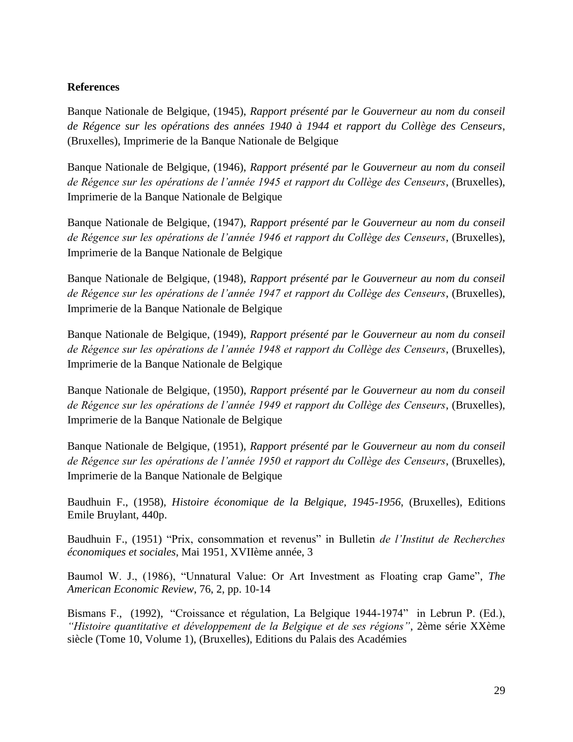**References**

Banque Nationale de Belgique, (1945), *Rapport présenté par le Gouverneur au nom du conseil de Régence sur les opérations des années 1940 à 1944 et rapport du Collège des Censeurs*, (Bruxelles), Imprimerie de la Banque Nationale de Belgique

Banque Nationale de Belgique, (1946), *Rapport présenté par le Gouverneur au nom du conseil de Régence sur les opérations de l'année 1945 et rapport du Collège des Censeurs*, (Bruxelles), Imprimerie de la Banque Nationale de Belgique

Banque Nationale de Belgique, (1947), *Rapport présenté par le Gouverneur au nom du conseil de Régence sur les opérations de l'année 1946 et rapport du Collège des Censeurs*, (Bruxelles), Imprimerie de la Banque Nationale de Belgique

Banque Nationale de Belgique, (1948), *Rapport présenté par le Gouverneur au nom du conseil de Régence sur les opérations de l'année 1947 et rapport du Collège des Censeurs*, (Bruxelles), Imprimerie de la Banque Nationale de Belgique

Banque Nationale de Belgique, (1949), *Rapport présenté par le Gouverneur au nom du conseil de Régence sur les opérations de l'année 1948 et rapport du Collège des Censeurs*, (Bruxelles), Imprimerie de la Banque Nationale de Belgique

Banque Nationale de Belgique, (1950), *Rapport présenté par le Gouverneur au nom du conseil de Régence sur les opérations de l'année 1949 et rapport du Collège des Censeurs*, (Bruxelles), Imprimerie de la Banque Nationale de Belgique

Banque Nationale de Belgique, (1951), *Rapport présenté par le Gouverneur au nom du conseil de Régence sur les opérations de l'année 1950 et rapport du Collège des Censeurs*, (Bruxelles), Imprimerie de la Banque Nationale de Belgique

Baudhuin F., (1958), *Histoire économique de la Belgique, 1945-1956*, (Bruxelles), Editions Emile Bruylant, 440p.

Baudhuin F., (1951) "Prix, consommation et revenus" in Bulletin *de l'Institut de Recherches économiques et sociales*, Mai 1951, XVIIème année, 3

Baumol W. J., (1986), "Unnatural Value: Or Art Investment as Floating crap Game", *The American Economic Review*, 76, 2, pp. 10-14

Bismans F., (1992), "Croissance et régulation, La Belgique 1944-1974" in Lebrun P. (Ed.), *"Histoire quantitative et développement de la Belgique et de ses régions"*, 2ème série XXème siècle (Tome 10, Volume 1), (Bruxelles), Editions du Palais des Académies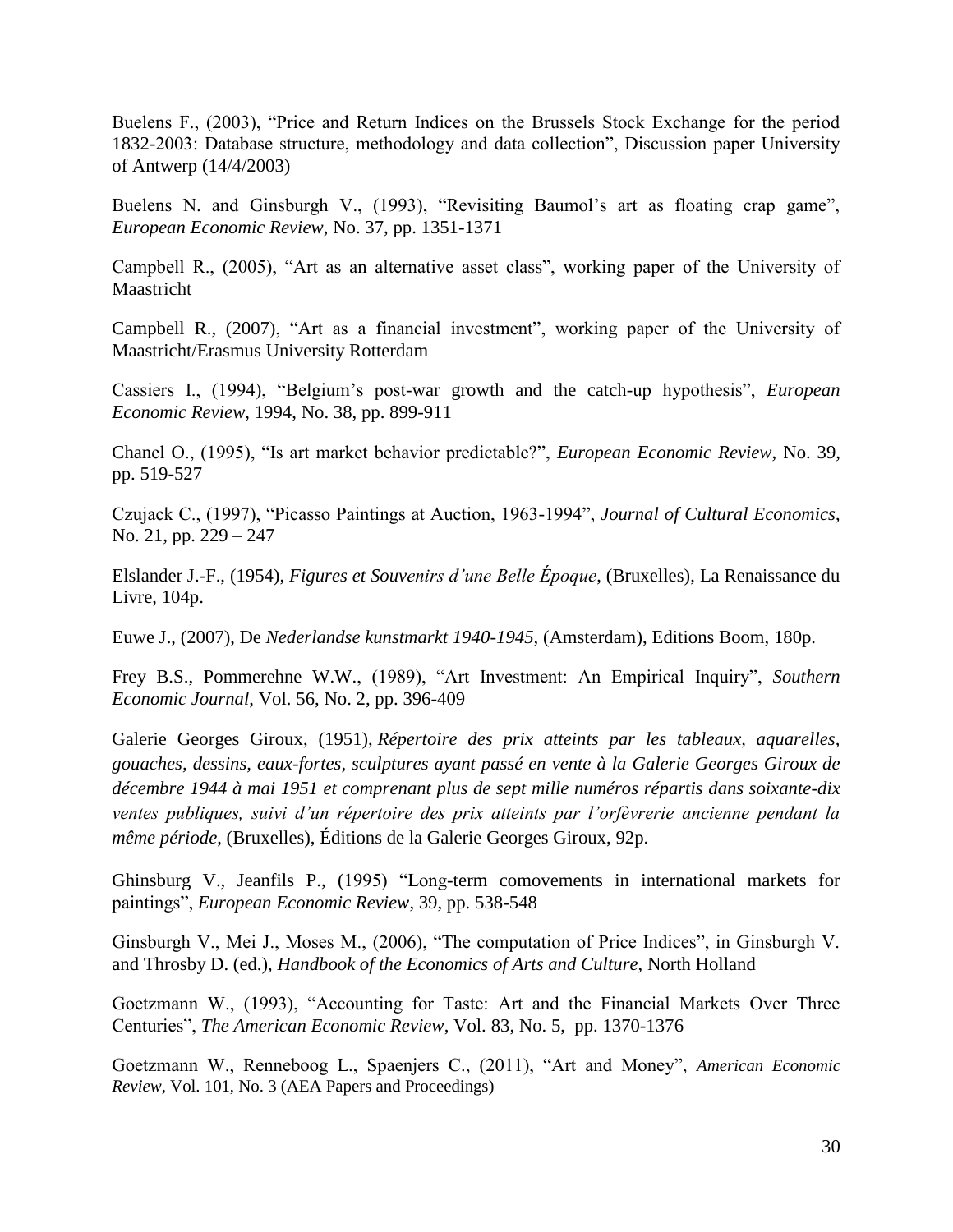Buelens F., (2003), "Price and Return Indices on the Brussels Stock Exchange for the period 1832-2003: Database structure, methodology and data collection", Discussion paper University of Antwerp (14/4/2003)

Buelens N. and Ginsburgh V., (1993), "Revisiting Baumol's art as floating crap game", *European Economic Review*, No. 37, pp. 1351-1371

Campbell R., (2005), "Art as an alternative asset class", working paper of the University of Maastricht

Campbell R., (2007), "Art as a financial investment", working paper of the University of Maastricht/Erasmus University Rotterdam

Cassiers I., (1994), "Belgium's post-war growth and the catch-up hypothesis", *European Economic Review*, 1994, No. 38, pp. 899-911

Chanel O., (1995), "Is art market behavior predictable?", *European Economic Review*, No. 39, pp. 519-527

Czujack C., (1997), "Picasso Paintings at Auction, 1963-1994", *Journal of Cultural Economics*, No. 21, pp. 229 – 247

Elslander J.-F., (1954), *Figures et Souvenirs d'une Belle Époque*, (Bruxelles), La Renaissance du Livre, 104p.

Euwe J., (2007), De *Nederlandse kunstmarkt 1940-1945*, (Amsterdam), Editions Boom, 180p.

Frey B.S., Pommerehne W.W., (1989), "Art Investment: An Empirical Inquiry", *Southern Economic Journal*, Vol. 56, No. 2, pp. 396-409

Galerie Georges Giroux, (1951), *Répertoire des prix atteints par les tableaux, aquarelles, gouaches, dessins, eaux-fortes, sculptures ayant passé en vente à la Galerie Georges Giroux de décembre 1944 à mai 1951 et comprenant plus de sept mille numéros répartis dans soixante-dix ventes publiques, suivi d'un répertoire des prix atteints par l'orfèvrerie ancienne pendant la même période*, (Bruxelles), Éditions de la Galerie Georges Giroux, 92p.

Ghinsburg V., Jeanfils P., (1995) "Long-term comovements in international markets for paintings", *European Economic Review*, 39, pp. 538-548

Ginsburgh V., Mei J., Moses M., (2006), "The computation of Price Indices", in Ginsburgh V. and Throsby D. (ed.), *Handbook of the Economics of Arts and Culture*, North Holland

Goetzmann W., (1993), "Accounting for Taste: Art and the Financial Markets Over Three Centuries", *The American Economic Review*, Vol. 83, No. 5, pp. 1370-1376

Goetzmann W., Renneboog L., Spaenjers C., (2011), "Art and Money", *American Economic Review*, Vol. 101, No. 3 (AEA Papers and Proceedings)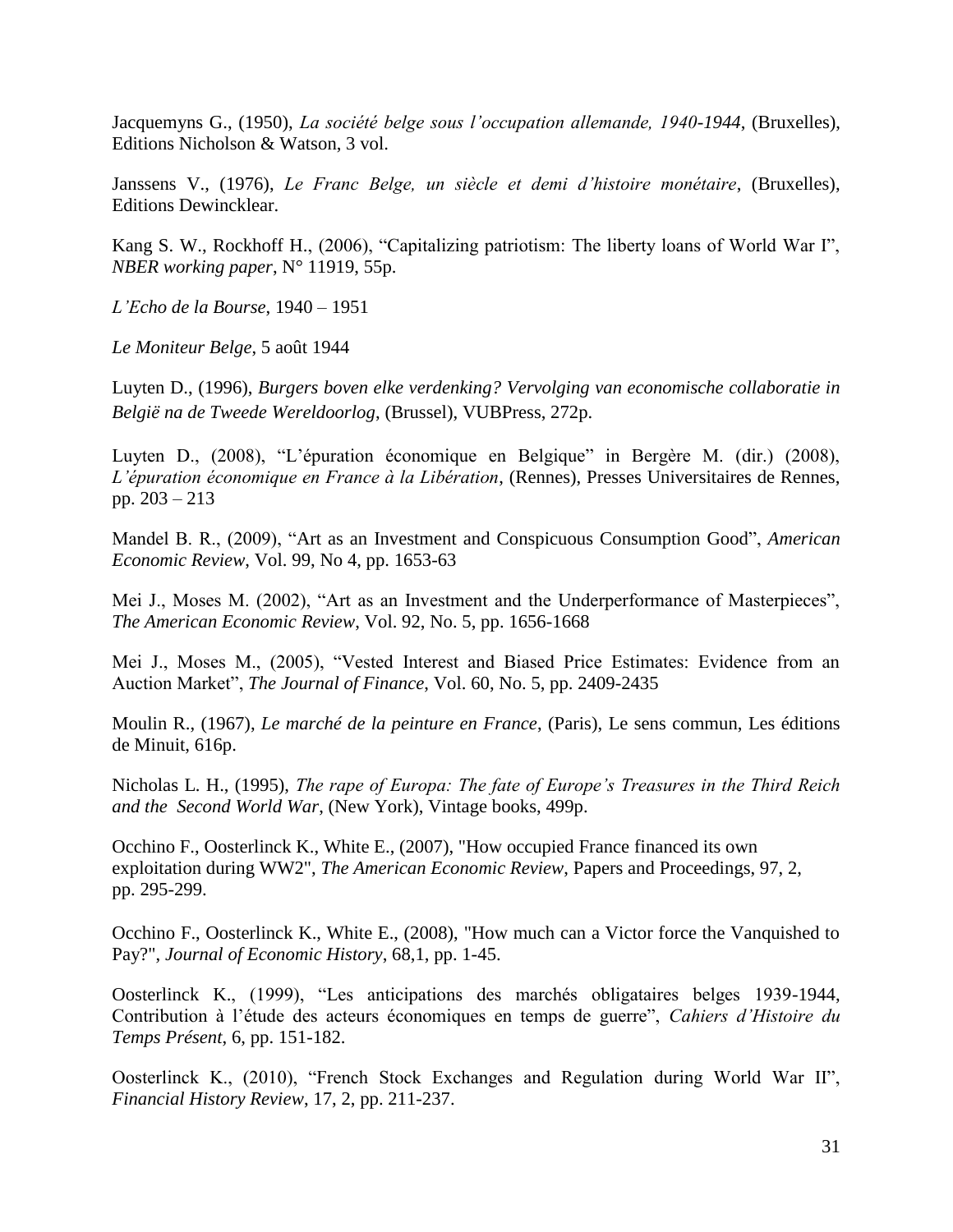Jacquemyns G., (1950), *La société belge sous l'occupation allemande, 1940-1944*, (Bruxelles), Editions Nicholson & Watson, 3 vol.

Janssens V., (1976), *Le Franc Belge, un siècle et demi d'histoire monétaire*, (Bruxelles), Editions Dewincklear.

Kang S. W., Rockhoff H., (2006), "Capitalizing patriotism: The liberty loans of World War I", *NBER working paper*, N° 11919, 55p.

*L'Echo de la Bourse*, 1940 – 1951

*Le Moniteur Belge*, 5 août 1944

Luyten D., (1996), *Burgers boven elke verdenking? Vervolging van economische collaboratie in België na de Tweede Wereldoorlog*, (Brussel), VUBPress, 272p.

Luyten D., (2008), "L'épuration économique en Belgique" in Bergère M. (dir.) (2008), *L'épuration économique en France à la Libération*, (Rennes), Presses Universitaires de Rennes, pp. 203 – 213

Mandel B. R., (2009), "Art as an Investment and Conspicuous Consumption Good", *American Economic Review*, Vol. 99, No 4, pp. 1653-63

Mei J., Moses M. (2002), "Art as an Investment and the Underperformance of Masterpieces", *The American Economic Review*, Vol. 92, No. 5, pp. 1656-1668

Mei J., Moses M., (2005), "Vested Interest and Biased Price Estimates: Evidence from an Auction Market", *The Journal of Finance*, Vol. 60, No. 5, pp. 2409-2435

Moulin R., (1967), *Le marché de la peinture en France*, (Paris), Le sens commun, Les éditions de Minuit, 616p.

Nicholas L. H., (1995), *The rape of Europa: The fate of Europe's Treasures in the Third Reich and the Second World War*, (New York), Vintage books, 499p.

Occhino F., Oosterlinck K., White E., (2007), "How occupied France financed its own exploitation during WW2", *The American Economic Review*, Papers and Proceedings, 97, 2, pp. 295-299.

Occhino F., Oosterlinck K., White E., (2008), "How much can a Victor force the Vanquished to Pay?", *Journal of Economic History*, 68,1, pp. 1-45.

Oosterlinck K., (1999), "Les anticipations des marchés obligataires belges 1939-1944, Contribution à l'étude des acteurs économiques en temps de guerre", *Cahiers d'Histoire du Temps Présent*, 6, pp. 151-182.

Oosterlinck K., (2010), "French Stock Exchanges and Regulation during World War II", *Financial History Review*, 17, 2, pp. 211-237.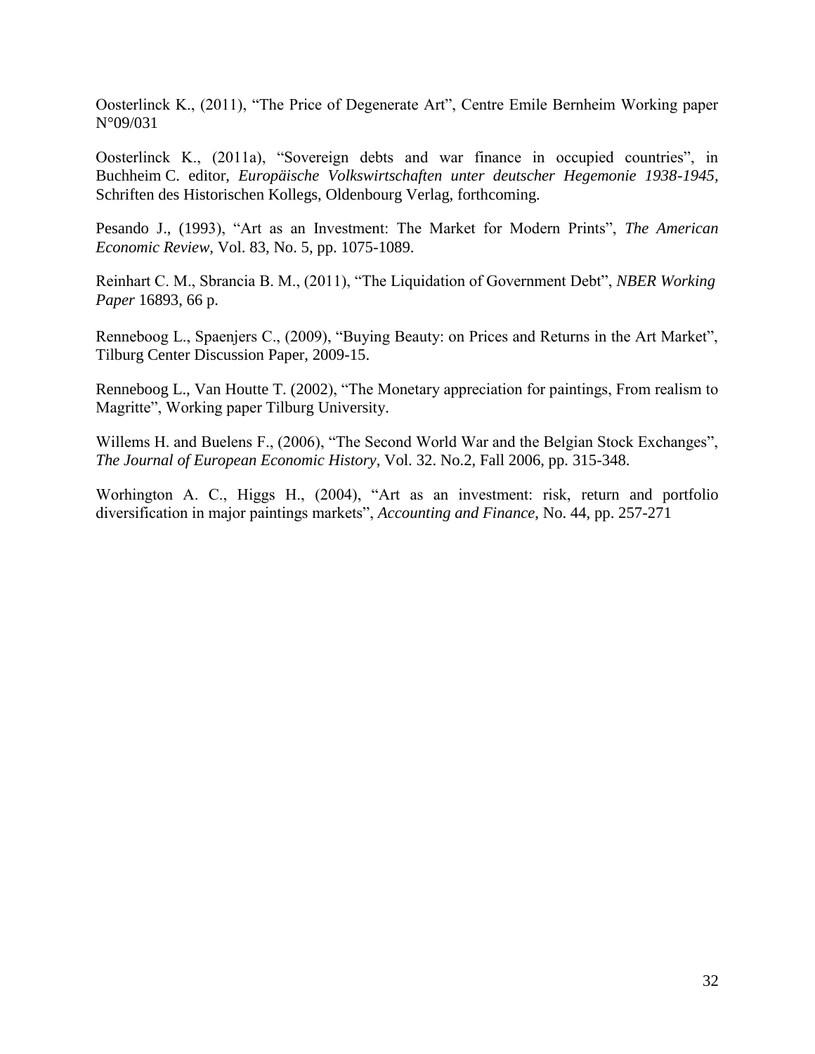Oosterlinck K., (2011), "The Price of Degenerate Art", Centre Emile Bernheim Working paper N°09/031

Oosterlinck K., (2011a), "Sovereign debts and war finance in occupied countries", in Buchheim C. editor, *Europäische Volkswirtschaften unter deutscher Hegemonie 1938-1945,* Schriften des Historischen Kollegs, Oldenbourg Verlag, forthcoming.

Pesando J., (1993), "Art as an Investment: The Market for Modern Prints", *The American Economic Review*, Vol. 83, No. 5, pp. 1075-1089.

Reinhart C. M., Sbrancia B. M., (2011), "The Liquidation of Government Debt", *NBER Working Paper* 16893, 66 p.

Renneboog L., Spaenjers C., (2009), "Buying Beauty: on Prices and Returns in the Art Market", Tilburg Center Discussion Paper, 2009-15.

Renneboog L., Van Houtte T. (2002), "The Monetary appreciation for paintings, From realism to Magritte", Working paper Tilburg University.

Willems H. and Buelens F., (2006), "The Second World War and the Belgian Stock Exchanges", *The Journal of European Economic History*, Vol. 32. No.2, Fall 2006, pp. 315-348.

Worhington A. C., Higgs H., (2004), "Art as an investment: risk, return and portfolio diversification in major paintings markets", *Accounting and Finance*, No. 44, pp. 257-271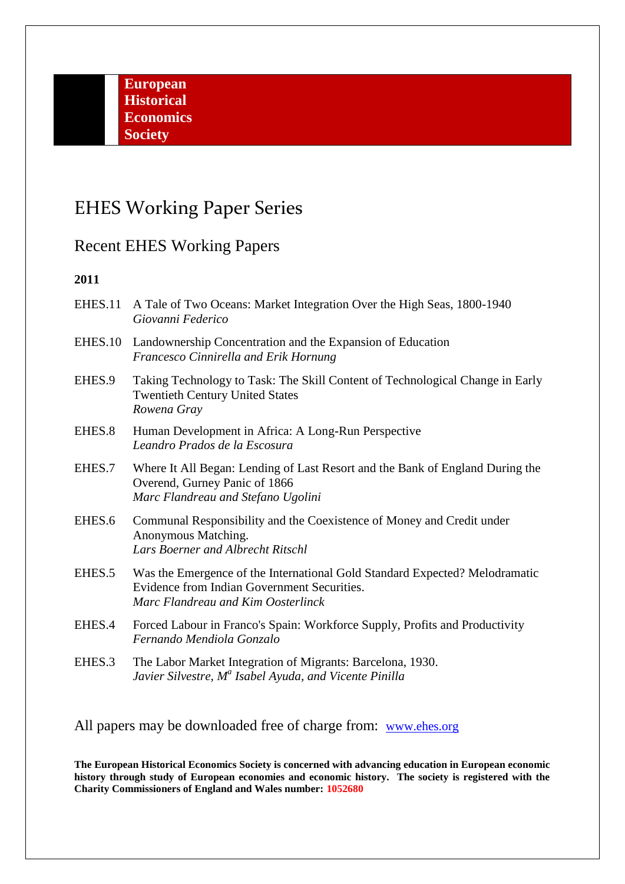**European Historical Economics Society**

# EHES Working Paper Series

## Recent EHES Working Papers

**2011**

EHES.11 A Tale of Two Oceans: Market Integration Over the High Seas, 1800-1940
*Giovanni Federico*

EHES.10 Landownership Concentration and the Expansion of Education
*Francesco Cinnirella and Erik Hornung*

EHES.9 Taking Technology to Task: The Skill Content of Technological Change in Early Twentieth Century United States
*Rowena Gray*

EHES.8 Human Development in Africa: A Long-Run Perspective
*Leandro Prados de la Escosura*

EHES.7 Where It All Began: Lending of Last Resort and the Bank of England During the Overend, Gurney Panic of 1866
*Marc Flandreau and Stefano Ugolini*

EHES.6 Communal Responsibility and the Coexistence of Money and Credit under Anonymous Matching.
*Lars Boerner and Albrecht Ritschl*

EHES.5 Was the Emergence of the International Gold Standard Expected? Melodramatic Evidence from Indian Government Securities.
*Marc Flandreau and Kim Oosterlinck*

EHES.4 Forced Labour in Franco's Spain: Workforce Supply, Profits and Productivity
*Fernando Mendiola Gonzalo*

EHES.3 The Labor Market Integration of Migrants: Barcelona, 1930.
*Javier Silvestre, Mª Isabel Ayuda, and Vicente Pinilla*

All papers may be downloaded free of charge from: www.ehes.org

**The European Historical Economics Society is concerned with advancing education in European economic history through study of European economies and economic history. The society is registered with the Charity Commissioners of England and Wales number: 1052680**